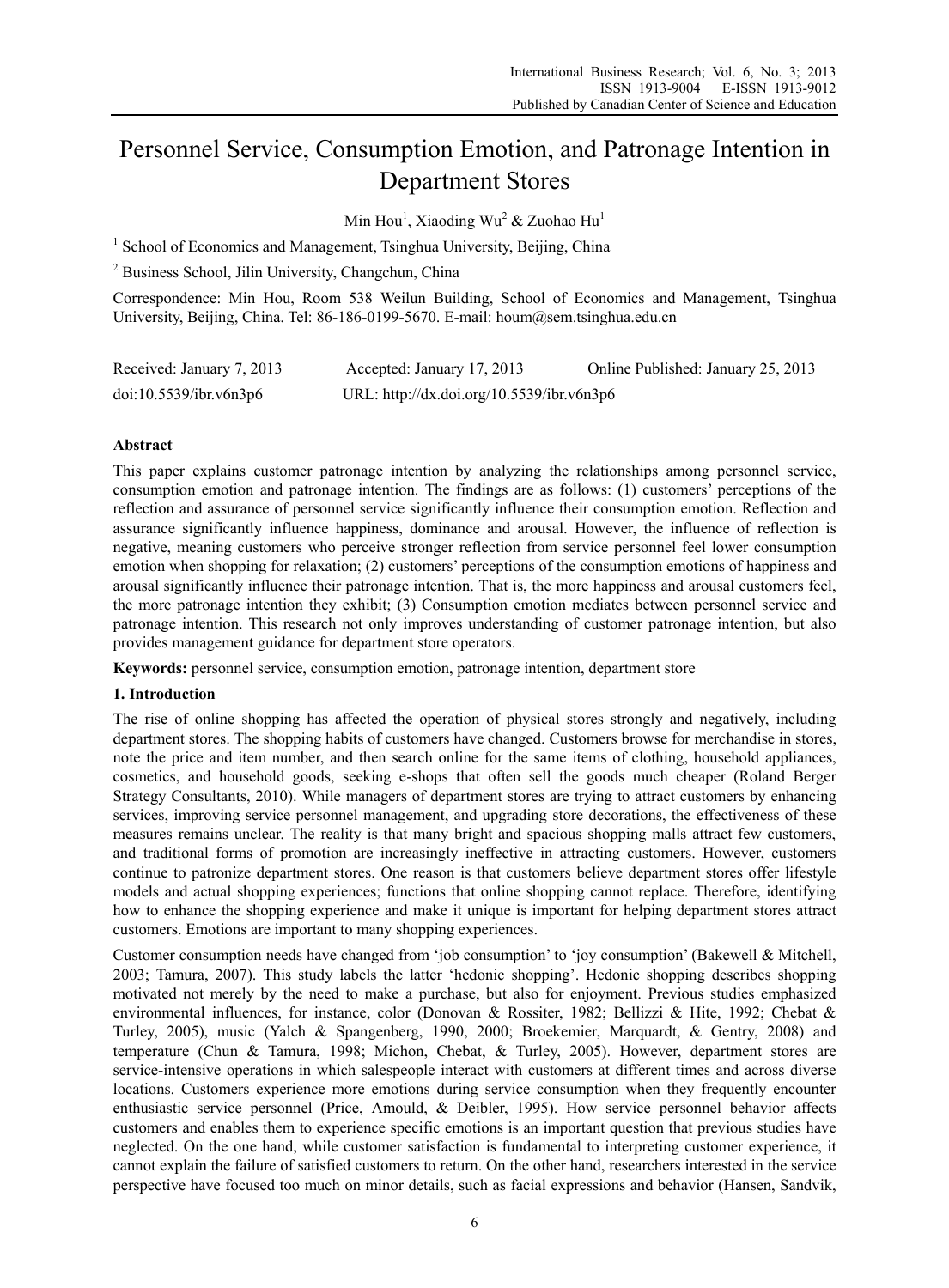# Personnel Service, Consumption Emotion, and Patronage Intention in Department Stores

Min Hou[1], Xiaoding Wu[2] & Zuohao Hu[1]

[1] School of Economics and Management, Tsinghua University, Beijing, China

[2] Business School, Jilin University, Changchun, China

Correspondence: Min Hou, Room 538 Weilun Building, School of Economics and Management, Tsinghua University, Beijing, China. Tel: 86-186-0199-5670. E-mail: houm@sem.tsinghua.edu.cn

Received: January 7, 2013 Accepted: January 17, 2013 Online Published: January 25, 2013

doi:10.5539/ibr.v6n3p6 URL: http://dx.doi.org/10.5539/ibr.v6n3p6

**Abstract**

This paper explains customer patronage intention by analyzing the relationships among personnel service, consumption emotion and patronage intention. The findings are as follows: (1) customers' perceptions of the reflection and assurance of personnel service significantly influence their consumption emotion. Reflection and assurance significantly influence happiness, dominance and arousal. However, the influence of reflection is negative, meaning customers who perceive stronger reflection from service personnel feel lower consumption emotion when shopping for relaxation; (2) customers' perceptions of the consumption emotions of happiness and arousal significantly influence their patronage intention. That is, the more happiness and arousal customers feel, the more patronage intention they exhibit; (3) Consumption emotion mediates between personnel service and patronage intention. This research not only improves understanding of customer patronage intention, but also provides management guidance for department store operators.

**Keywords:** personnel service, consumption emotion, patronage intention, department store

## 1. Introduction

The rise of online shopping has affected the operation of physical stores strongly and negatively, including department stores. The shopping habits of customers have changed. Customers browse for merchandise in stores, note the price and item number, and then search online for the same items of clothing, household appliances, cosmetics, and household goods, seeking e-shops that often sell the goods much cheaper (Roland Berger Strategy Consultants, 2010). While managers of department stores are trying to attract customers by enhancing services, improving service personnel management, and upgrading store decorations, the effectiveness of these measures remains unclear. The reality is that many bright and spacious shopping malls attract few customers, and traditional forms of promotion are increasingly ineffective in attracting customers. However, customers continue to patronize department stores. One reason is that customers believe department stores offer lifestyle models and actual shopping experiences; functions that online shopping cannot replace. Therefore, identifying how to enhance the shopping experience and make it unique is important for helping department stores attract customers. Emotions are important to many shopping experiences.

Customer consumption needs have changed from 'job consumption' to 'joy consumption' (Bakewell & Mitchell, 2003; Tamura, 2007). This study labels the latter 'hedonic shopping'. Hedonic shopping describes shopping motivated not merely by the need to make a purchase, but also for enjoyment. Previous studies emphasized environmental influences, for instance, color (Donovan & Rossiter, 1982; Bellizzi & Hite, 1992; Chebat & Turley, 2005), music (Yalch & Spangenberg, 1990, 2000; Broekemier, Marquardt, & Gentry, 2008) and temperature (Chun & Tamura, 1998; Michon, Chebat, & Turley, 2005). However, department stores are service-intensive operations in which salespeople interact with customers at different times and across diverse locations. Customers experience more emotions during service consumption when they frequently encounter enthusiastic service personnel (Price, Amould, & Deibler, 1995). How service personnel behavior affects customers and enables them to experience specific emotions is an important question that previous studies have neglected. On the one hand, while customer satisfaction is fundamental to interpreting customer experience, it cannot explain the failure of satisfied customers to return. On the other hand, researchers interested in the service perspective have focused too much on minor details, such as facial expressions and behavior (Hansen, Sandvik,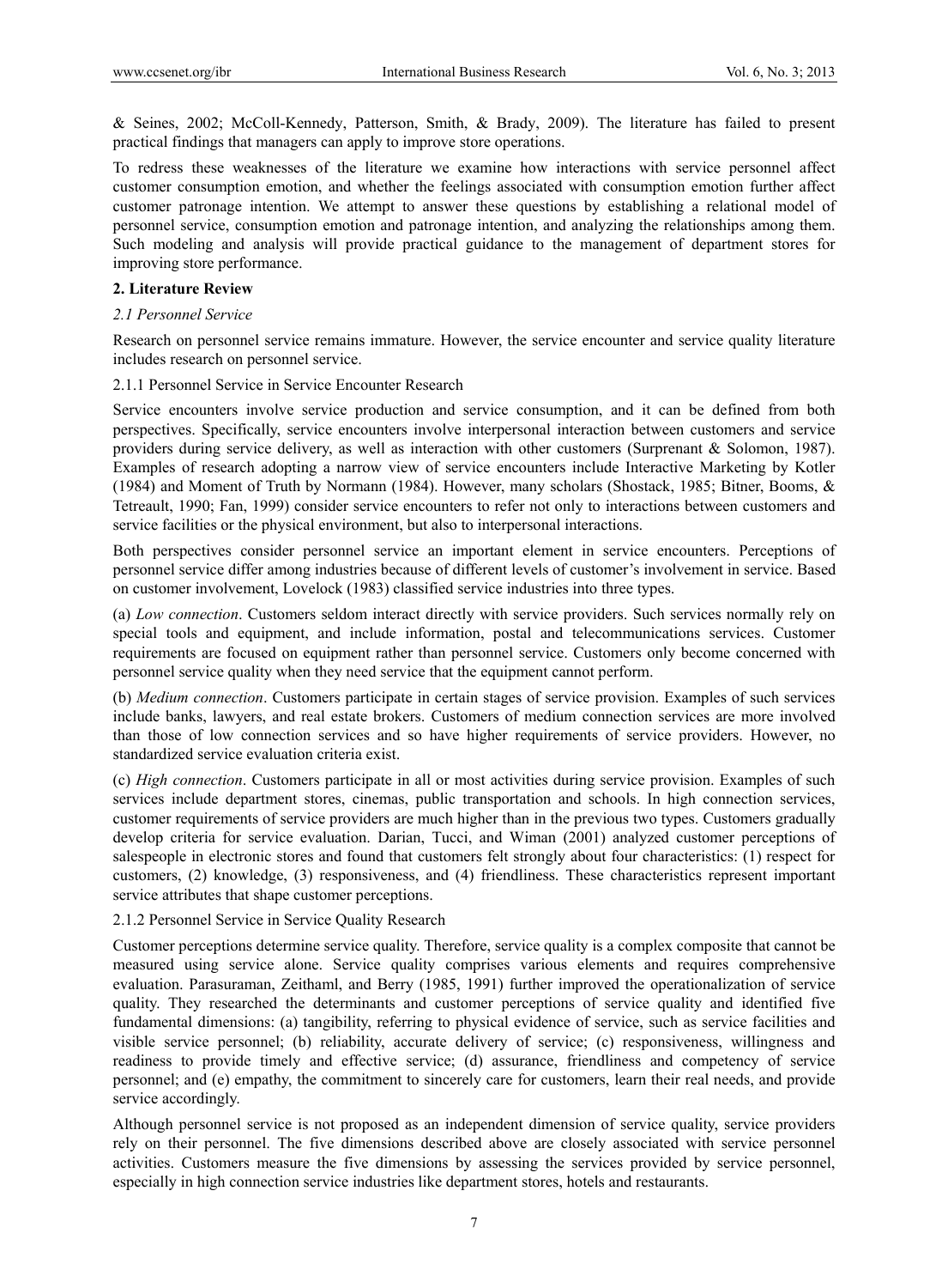& Seines, 2002; McColl-Kennedy, Patterson, Smith, & Brady, 2009). The literature has failed to present practical findings that managers can apply to improve store operations.

To redress these weaknesses of the literature we examine how interactions with service personnel affect customer consumption emotion, and whether the feelings associated with consumption emotion further affect customer patronage intention. We attempt to answer these questions by establishing a relational model of personnel service, consumption emotion and patronage intention, and analyzing the relationships among them. Such modeling and analysis will provide practical guidance to the management of department stores for improving store performance.

## 2. Literature Review

### *2.1 Personnel Service*

Research on personnel service remains immature. However, the service encounter and service quality literature includes research on personnel service.

#### 2.1.1 Personnel Service in Service Encounter Research

Service encounters involve service production and service consumption, and it can be defined from both perspectives. Specifically, service encounters involve interpersonal interaction between customers and service providers during service delivery, as well as interaction with other customers (Surprenant & Solomon, 1987). Examples of research adopting a narrow view of service encounters include Interactive Marketing by Kotler (1984) and Moment of Truth by Normann (1984). However, many scholars (Shostack, 1985; Bitner, Booms, & Tetreault, 1990; Fan, 1999) consider service encounters to refer not only to interactions between customers and service facilities or the physical environment, but also to interpersonal interactions.

Both perspectives consider personnel service an important element in service encounters. Perceptions of personnel service differ among industries because of different levels of customer's involvement in service. Based on customer involvement, Lovelock (1983) classified service industries into three types.

(a) *Low connection*. Customers seldom interact directly with service providers. Such services normally rely on special tools and equipment, and include information, postal and telecommunications services. Customer requirements are focused on equipment rather than personnel service. Customers only become concerned with personnel service quality when they need service that the equipment cannot perform.

(b) *Medium connection*. Customers participate in certain stages of service provision. Examples of such services include banks, lawyers, and real estate brokers. Customers of medium connection services are more involved than those of low connection services and so have higher requirements of service providers. However, no standardized service evaluation criteria exist.

(c) *High connection*. Customers participate in all or most activities during service provision. Examples of such services include department stores, cinemas, public transportation and schools. In high connection services, customer requirements of service providers are much higher than in the previous two types. Customers gradually develop criteria for service evaluation. Darian, Tucci, and Wiman (2001) analyzed customer perceptions of salespeople in electronic stores and found that customers felt strongly about four characteristics: (1) respect for customers, (2) knowledge, (3) responsiveness, and (4) friendliness. These characteristics represent important service attributes that shape customer perceptions.

#### 2.1.2 Personnel Service in Service Quality Research

Customer perceptions determine service quality. Therefore, service quality is a complex composite that cannot be measured using service alone. Service quality comprises various elements and requires comprehensive evaluation. Parasuraman, Zeithaml, and Berry (1985, 1991) further improved the operationalization of service quality. They researched the determinants and customer perceptions of service quality and identified five fundamental dimensions: (a) tangibility, referring to physical evidence of service, such as service facilities and visible service personnel; (b) reliability, accurate delivery of service; (c) responsiveness, willingness and readiness to provide timely and effective service; (d) assurance, friendliness and competency of service personnel; and (e) empathy, the commitment to sincerely care for customers, learn their real needs, and provide service accordingly.

Although personnel service is not proposed as an independent dimension of service quality, service providers rely on their personnel. The five dimensions described above are closely associated with service personnel activities. Customers measure the five dimensions by assessing the services provided by service personnel, especially in high connection service industries like department stores, hotels and restaurants.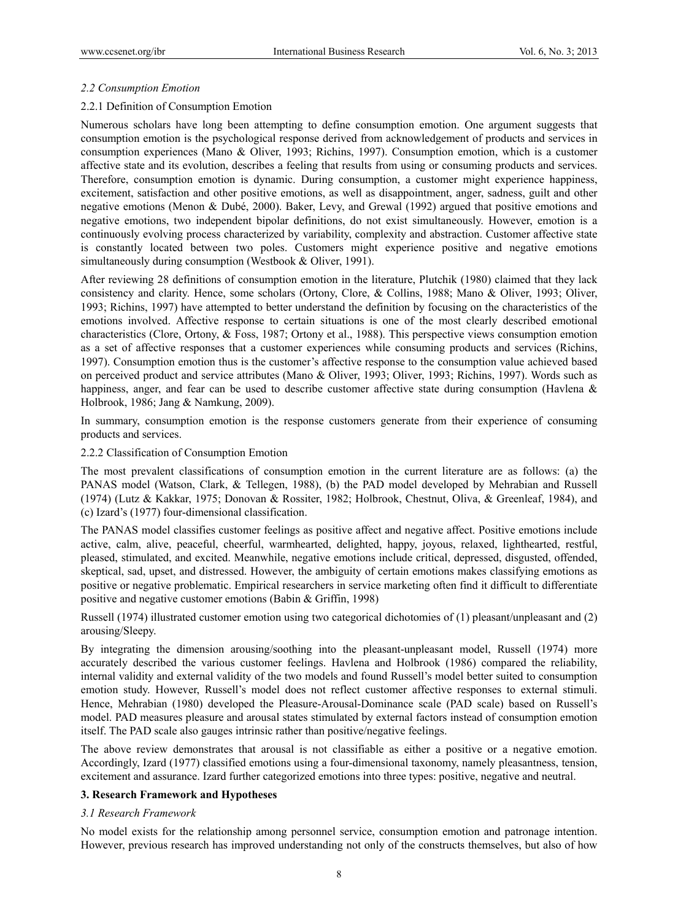### *2.2 Consumption Emotion*

#### 2.2.1 Definition of Consumption Emotion

Numerous scholars have long been attempting to define consumption emotion. One argument suggests that consumption emotion is the psychological response derived from acknowledgement of products and services in consumption experiences (Mano & Oliver, 1993; Richins, 1997). Consumption emotion, which is a customer affective state and its evolution, describes a feeling that results from using or consuming products and services. Therefore, consumption emotion is dynamic. During consumption, a customer might experience happiness, excitement, satisfaction and other positive emotions, as well as disappointment, anger, sadness, guilt and other negative emotions (Menon & Dubé, 2000). Baker, Levy, and Grewal (1992) argued that positive emotions and negative emotions, two independent bipolar definitions, do not exist simultaneously. However, emotion is a continuously evolving process characterized by variability, complexity and abstraction. Customer affective state is constantly located between two poles. Customers might experience positive and negative emotions simultaneously during consumption (Westbook & Oliver, 1991).

After reviewing 28 definitions of consumption emotion in the literature, Plutchik (1980) claimed that they lack consistency and clarity. Hence, some scholars (Ortony, Clore, & Collins, 1988; Mano & Oliver, 1993; Oliver, 1993; Richins, 1997) have attempted to better understand the definition by focusing on the characteristics of the emotions involved. Affective response to certain situations is one of the most clearly described emotional characteristics (Clore, Ortony, & Foss, 1987; Ortony et al., 1988). This perspective views consumption emotion as a set of affective responses that a customer experiences while consuming products and services (Richins, 1997). Consumption emotion thus is the customer's affective response to the consumption value achieved based on perceived product and service attributes (Mano & Oliver, 1993; Oliver, 1993; Richins, 1997). Words such as happiness, anger, and fear can be used to describe customer affective state during consumption (Havlena & Holbrook, 1986; Jang & Namkung, 2009).

In summary, consumption emotion is the response customers generate from their experience of consuming products and services.

#### 2.2.2 Classification of Consumption Emotion

The most prevalent classifications of consumption emotion in the current literature are as follows: (a) the PANAS model (Watson, Clark, & Tellegen, 1988), (b) the PAD model developed by Mehrabian and Russell (1974) (Lutz & Kakkar, 1975; Donovan & Rossiter, 1982; Holbrook, Chestnut, Oliva, & Greenleaf, 1984), and (c) Izard's (1977) four-dimensional classification.

The PANAS model classifies customer feelings as positive affect and negative affect. Positive emotions include active, calm, alive, peaceful, cheerful, warmhearted, delighted, happy, joyous, relaxed, lighthearted, restful, pleased, stimulated, and excited. Meanwhile, negative emotions include critical, depressed, disgusted, offended, skeptical, sad, upset, and distressed. However, the ambiguity of certain emotions makes classifying emotions as positive or negative problematic. Empirical researchers in service marketing often find it difficult to differentiate positive and negative customer emotions (Babin & Griffin, 1998)

Russell (1974) illustrated customer emotion using two categorical dichotomies of (1) pleasant/unpleasant and (2) arousing/Sleepy.

By integrating the dimension arousing/soothing into the pleasant-unpleasant model, Russell (1974) more accurately described the various customer feelings. Havlena and Holbrook (1986) compared the reliability, internal validity and external validity of the two models and found Russell's model better suited to consumption emotion study. However, Russell's model does not reflect customer affective responses to external stimuli. Hence, Mehrabian (1980) developed the Pleasure-Arousal-Dominance scale (PAD scale) based on Russell's model. PAD measures pleasure and arousal states stimulated by external factors instead of consumption emotion itself. The PAD scale also gauges intrinsic rather than positive/negative feelings.

The above review demonstrates that arousal is not classifiable as either a positive or a negative emotion. Accordingly, Izard (1977) classified emotions using a four-dimensional taxonomy, namely pleasantness, tension, excitement and assurance. Izard further categorized emotions into three types: positive, negative and neutral.

## 3. Research Framework and Hypotheses

### *3.1 Research Framework*

No model exists for the relationship among personnel service, consumption emotion and patronage intention. However, previous research has improved understanding not only of the constructs themselves, but also of how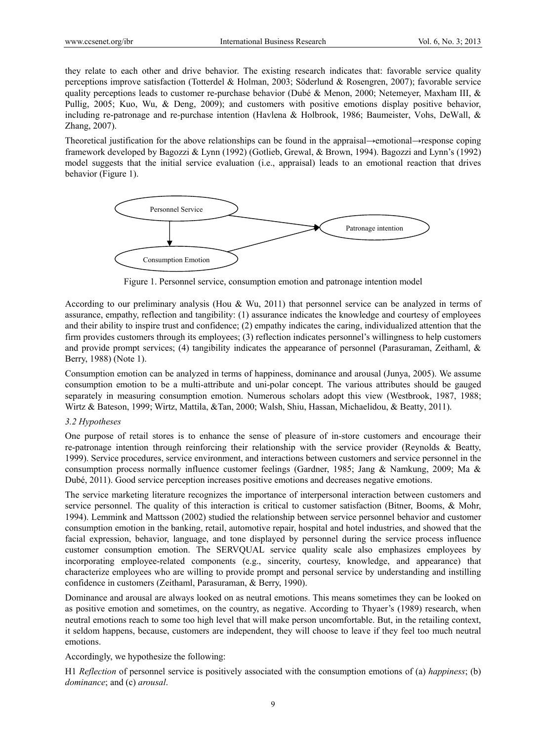they relate to each other and drive behavior. The existing research indicates that: favorable service quality perceptions improve satisfaction (Totterdel & Holman, 2003; Söderlund & Rosengren, 2007); favorable service quality perceptions leads to customer re-purchase behavior (Dubé & Menon, 2000; Netemeyer, Maxham III, & Pullig, 2005; Kuo, Wu, & Deng, 2009); and customers with positive emotions display positive behavior, including re-patronage and re-purchase intention (Havlena & Holbrook, 1986; Baumeister, Vohs, DeWall, & Zhang, 2007).

Theoretical justification for the above relationships can be found in the appraisal→emotional→response coping framework developed by Bagozzi & Lynn (1992) (Gotlieb, Grewal, & Brown, 1994). Bagozzi and Lynn's (1992) model suggests that the initial service evaluation (i.e., appraisal) leads to an emotional reaction that drives behavior (Figure 1).

Personnel Service → Patronage intention; Personnel Service → Consumption Emotion; Consumption Emotion → Patronage intention

Figure 1. Personnel service, consumption emotion and patronage intention model

According to our preliminary analysis (Hou & Wu, 2011) that personnel service can be analyzed in terms of assurance, empathy, reflection and tangibility: (1) assurance indicates the knowledge and courtesy of employees and their ability to inspire trust and confidence; (2) empathy indicates the caring, individualized attention that the firm provides customers through its employees; (3) reflection indicates personnel's willingness to help customers and provide prompt services; (4) tangibility indicates the appearance of personnel (Parasuraman, Zeithaml, & Berry, 1988) (Note 1).

Consumption emotion can be analyzed in terms of happiness, dominance and arousal (Junya, 2005). We assume consumption emotion to be a multi-attribute and uni-polar concept. The various attributes should be gauged separately in measuring consumption emotion. Numerous scholars adopt this view (Westbrook, 1987, 1988; Wirtz & Bateson, 1999; Wirtz, Mattila, &Tan, 2000; Walsh, Shiu, Hassan, Michaelidou, & Beatty, 2011).

### 3.2 Hypotheses

One purpose of retail stores is to enhance the sense of pleasure of in-store customers and encourage their re-patronage intention through reinforcing their relationship with the service provider (Reynolds & Beatty, 1999). Service procedures, service environment, and interactions between customers and service personnel in the consumption process normally influence customer feelings (Gardner, 1985; Jang & Namkung, 2009; Ma & Dubé, 2011). Good service perception increases positive emotions and decreases negative emotions.

The service marketing literature recognizes the importance of interpersonal interaction between customers and service personnel. The quality of this interaction is critical to customer satisfaction (Bitner, Booms, & Mohr, 1994). Lemmink and Mattsson (2002) studied the relationship between service personnel behavior and customer consumption emotion in the banking, retail, automotive repair, hospital and hotel industries, and showed that the facial expression, behavior, language, and tone displayed by personnel during the service process influence customer consumption emotion. The SERVQUAL service quality scale also emphasizes employees by incorporating employee-related components (e.g., sincerity, courtesy, knowledge, and appearance) that characterize employees who are willing to provide prompt and personal service by understanding and instilling confidence in customers (Zeithaml, Parasuraman, & Berry, 1990).

Dominance and arousal are always looked on as neutral emotions. This means sometimes they can be looked on as positive emotion and sometimes, on the country, as negative. According to Thyaer's (1989) research, when neutral emotions reach to some too high level that will make person uncomfortable. But, in the retailing context, it seldom happens, because, customers are independent, they will choose to leave if they feel too much neutral emotions.

Accordingly, we hypothesize the following:

H1 *Reflection* of personnel service is positively associated with the consumption emotions of (a) *happiness*; (b) *dominance*; and (c) *arousal*.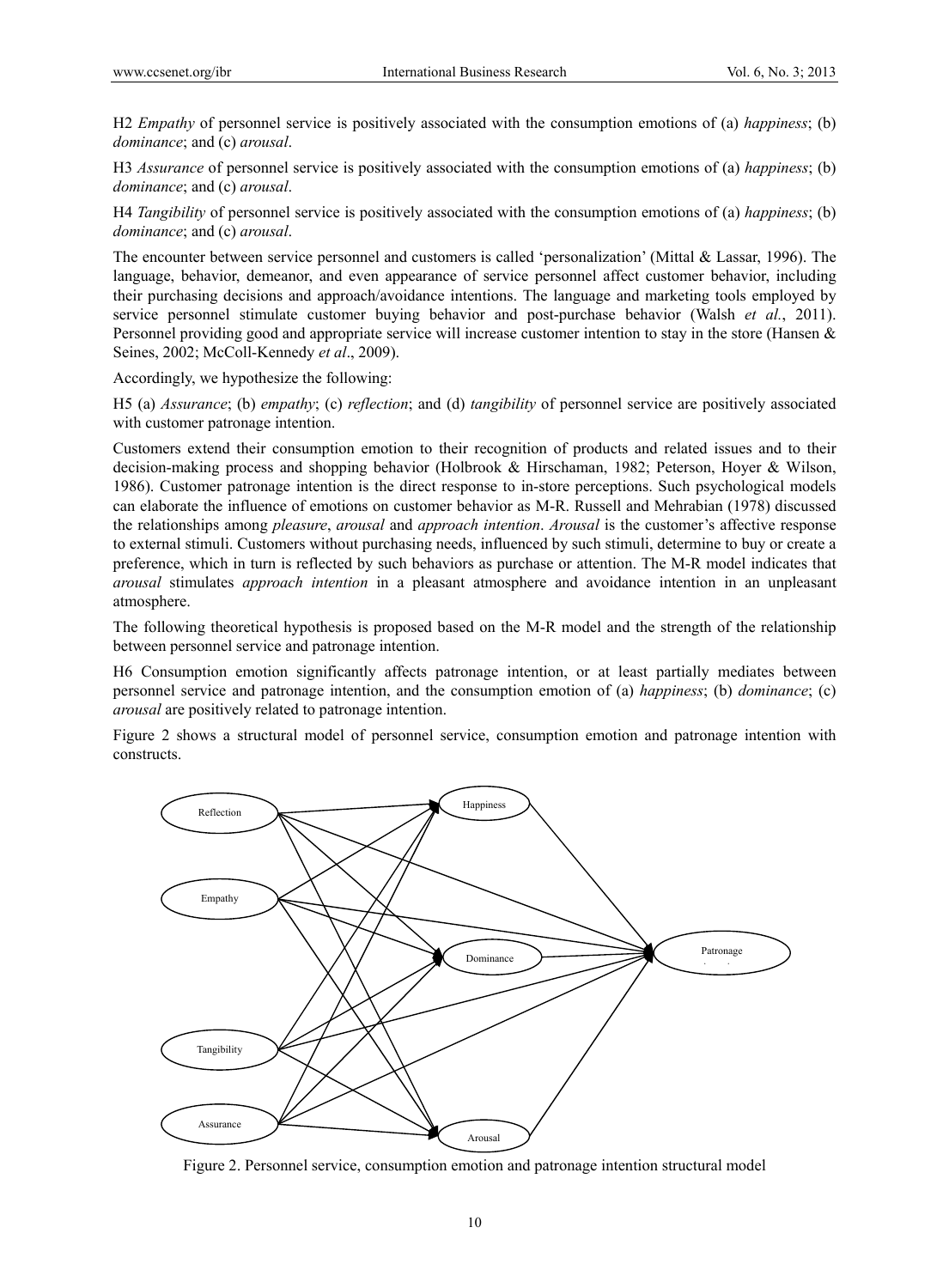H2 *Empathy* of personnel service is positively associated with the consumption emotions of (a) *happiness*; (b) *dominance*; and (c) *arousal*.

H3 *Assurance* of personnel service is positively associated with the consumption emotions of (a) *happiness*; (b) *dominance*; and (c) *arousal*.

H4 *Tangibility* of personnel service is positively associated with the consumption emotions of (a) *happiness*; (b) *dominance*; and (c) *arousal*.

The encounter between service personnel and customers is called 'personalization' (Mittal & Lassar, 1996). The language, behavior, demeanor, and even appearance of service personnel affect customer behavior, including their purchasing decisions and approach/avoidance intentions. The language and marketing tools employed by service personnel stimulate customer buying behavior and post-purchase behavior (Walsh *et al.*, 2011). Personnel providing good and appropriate service will increase customer intention to stay in the store (Hansen & Seines, 2002; McColl-Kennedy *et al*., 2009).

Accordingly, we hypothesize the following:

H5 (a) *Assurance*; (b) *empathy*; (c) *reflection*; and (d) *tangibility* of personnel service are positively associated with customer patronage intention.

Customers extend their consumption emotion to their recognition of products and related issues and to their decision-making process and shopping behavior (Holbrook & Hirschaman, 1982; Peterson, Hoyer & Wilson, 1986). Customer patronage intention is the direct response to in-store perceptions. Such psychological models can elaborate the influence of emotions on customer behavior as M-R. Russell and Mehrabian (1978) discussed the relationships among *pleasure*, *arousal* and *approach intention*. *Arousal* is the customer's affective response to external stimuli. Customers without purchasing needs, influenced by such stimuli, determine to buy or create a preference, which in turn is reflected by such behaviors as purchase or attention. The M-R model indicates that *arousal* stimulates *approach intention* in a pleasant atmosphere and avoidance intention in an unpleasant atmosphere.

The following theoretical hypothesis is proposed based on the M-R model and the strength of the relationship between personnel service and patronage intention.

H6 Consumption emotion significantly affects patronage intention, or at least partially mediates between personnel service and patronage intention, and the consumption emotion of (a) *happiness*; (b) *dominance*; (c) *arousal* are positively related to patronage intention.

Figure 2 shows a structural model of personnel service, consumption emotion and patronage intention with constructs.

Figure 2. Personnel service, consumption emotion and patronage intention structural model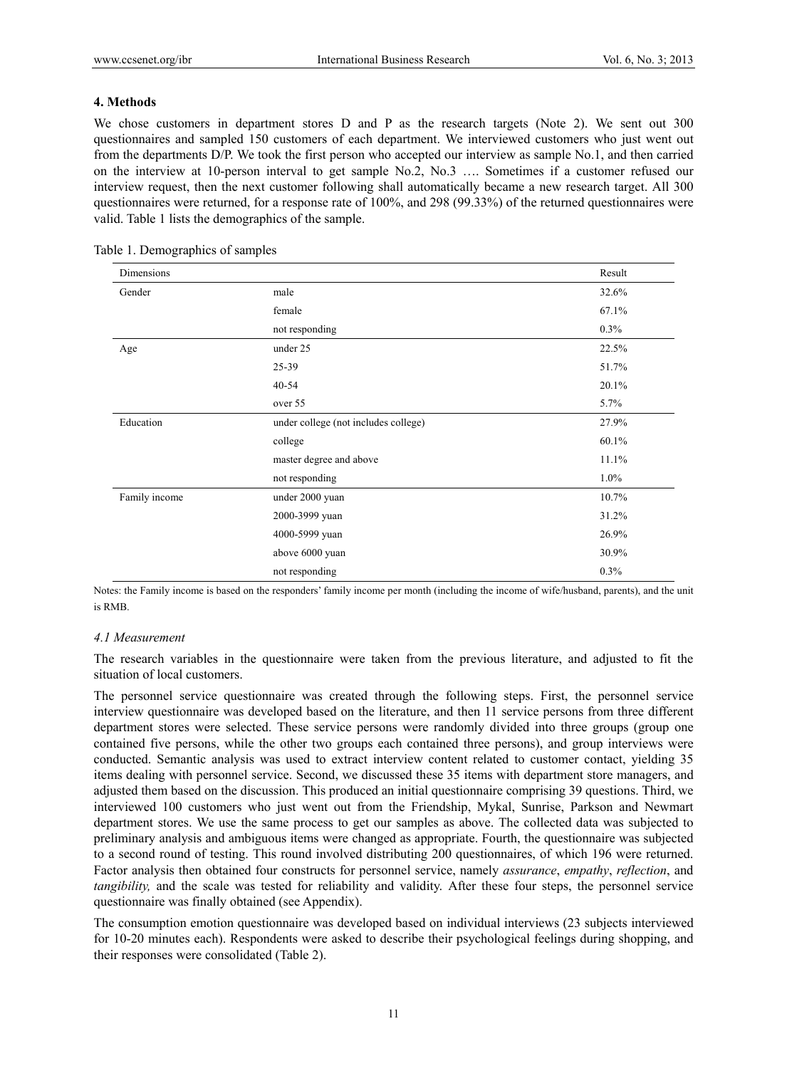## 4. Methods

We chose customers in department stores D and P as the research targets (Note 2). We sent out 300 questionnaires and sampled 150 customers of each department. We interviewed customers who just went out from the departments D/P. We took the first person who accepted our interview as sample No.1, and then carried on the interview at 10-person interval to get sample No.2, No.3 …. Sometimes if a customer refused our interview request, then the next customer following shall automatically became a new research target. All 300 questionnaires were returned, for a response rate of 100%, and 298 (99.33%) of the returned questionnaires were valid. Table 1 lists the demographics of the sample.

Table 1. Demographics of samples

| Dimensions | | Result |
|---|---|---|
| Gender | male | 32.6% |
| | female | 67.1% |
| | not responding | 0.3% |
| Age | under 25 | 22.5% |
| | 25-39 | 51.7% |
| | 40-54 | 20.1% |
| | over 55 | 5.7% |
| Education | under college (not includes college) | 27.9% |
| | college | 60.1% |
| | master degree and above | 11.1% |
| | not responding | 1.0% |
| Family income | under 2000 yuan | 10.7% |
| | 2000-3999 yuan | 31.2% |
| | 4000-5999 yuan | 26.9% |
| | above 6000 yuan | 30.9% |
| | not responding | 0.3% |

Notes: the Family income is based on the responders' family income per month (including the income of wife/husband, parents), and the unit is RMB.

### *4.1 Measurement*

The research variables in the questionnaire were taken from the previous literature, and adjusted to fit the situation of local customers.

The personnel service questionnaire was created through the following steps. First, the personnel service interview questionnaire was developed based on the literature, and then 11 service persons from three different department stores were selected. These service persons were randomly divided into three groups (group one contained five persons, while the other two groups each contained three persons), and group interviews were conducted. Semantic analysis was used to extract interview content related to customer contact, yielding 35 items dealing with personnel service. Second, we discussed these 35 items with department store managers, and adjusted them based on the discussion. This produced an initial questionnaire comprising 39 questions. Third, we interviewed 100 customers who just went out from the Friendship, Mykal, Sunrise, Parkson and Newmart department stores. We use the same process to get our samples as above. The collected data was subjected to preliminary analysis and ambiguous items were changed as appropriate. Fourth, the questionnaire was subjected to a second round of testing. This round involved distributing 200 questionnaires, of which 196 were returned. Factor analysis then obtained four constructs for personnel service, namely *assurance*, *empathy*, *reflection*, and *tangibility,* and the scale was tested for reliability and validity. After these four steps, the personnel service questionnaire was finally obtained (see Appendix).

The consumption emotion questionnaire was developed based on individual interviews (23 subjects interviewed for 10-20 minutes each). Respondents were asked to describe their psychological feelings during shopping, and their responses were consolidated (Table 2).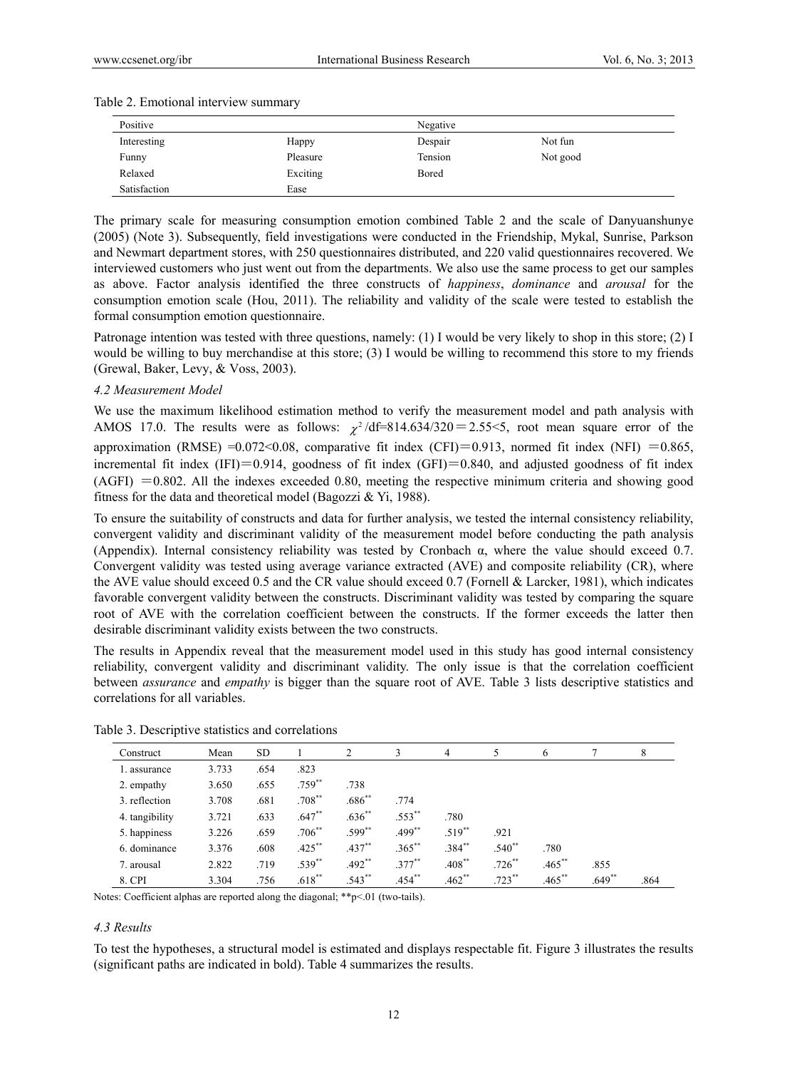Table 2. Emotional interview summary

| Positive | | Negative | |
|---|---|---|---|
| Interesting | Happy | Despair | Not fun |
| Funny | Pleasure | Tension | Not good |
| Relaxed | Exciting | Bored | |
| Satisfaction | Ease | | |

The primary scale for measuring consumption emotion combined Table 2 and the scale of Danyuanshunye (2005) (Note 3). Subsequently, field investigations were conducted in the Friendship, Mykal, Sunrise, Parkson and Newmart department stores, with 250 questionnaires distributed, and 220 valid questionnaires recovered. We interviewed customers who just went out from the departments. We also use the same process to get our samples as above. Factor analysis identified the three constructs of *happiness*, *dominance* and *arousal* for the consumption emotion scale (Hou, 2011). The reliability and validity of the scale were tested to establish the formal consumption emotion questionnaire.

Patronage intention was tested with three questions, namely: (1) I would be very likely to shop in this store; (2) I would be willing to buy merchandise at this store; (3) I would be willing to recommend this store to my friends (Grewal, Baker, Levy, & Voss, 2003).

### *4.2 Measurement Model*

We use the maximum likelihood estimation method to verify the measurement model and path analysis with AMOS 17.0. The results were as follows: $\chi^2$/df=814.634/320＝2.55<5, root mean square error of the approximation (RMSE) =0.072<0.08, comparative fit index (CFI)＝0.913, normed fit index (NFI) ＝0.865, incremental fit index (IFI)＝0.914, goodness of fit index (GFI)＝0.840, and adjusted goodness of fit index (AGFI) ＝0.802. All the indexes exceeded 0.80, meeting the respective minimum criteria and showing good fitness for the data and theoretical model (Bagozzi & Yi, 1988).

To ensure the suitability of constructs and data for further analysis, we tested the internal consistency reliability, convergent validity and discriminant validity of the measurement model before conducting the path analysis (Appendix). Internal consistency reliability was tested by Cronbach α, where the value should exceed 0.7. Convergent validity was tested using average variance extracted (AVE) and composite reliability (CR), where the AVE value should exceed 0.5 and the CR value should exceed 0.7 (Fornell & Larcker, 1981), which indicates favorable convergent validity between the constructs. Discriminant validity was tested by comparing the square root of AVE with the correlation coefficient between the constructs. If the former exceeds the latter then desirable discriminant validity exists between the two constructs.

The results in Appendix reveal that the measurement model used in this study has good internal consistency reliability, convergent validity and discriminant validity. The only issue is that the correlation coefficient between *assurance* and *empathy* is bigger than the square root of AVE. Table 3 lists descriptive statistics and correlations for all variables.

Table 3. Descriptive statistics and correlations

| Construct | Mean | SD | 1 | 2 | 3 | 4 | 5 | 6 | 7 | 8 |
|---|---|---|---|---|---|---|---|---|---|---|
| 1. assurance | 3.733 | .654 | .823 | | | | | | | |
| 2. empathy | 3.650 | .655 | .759** | .738 | | | | | | |
| 3. reflection | 3.708 | .681 | .708** | .686** | .774 | | | | | |
| 4. tangibility | 3.721 | .633 | .647** | .636** | .553** | .780 | | | | |
| 5. happiness | 3.226 | .659 | .706** | .599** | .499** | .519** | .921 | | | |
| 6. dominance | 3.376 | .608 | .425** | .437** | .365** | .384** | .540** | .780 | | |
| 7. arousal | 2.822 | .719 | .539** | .492** | .377** | .408** | .726** | .465** | .855 | |
| 8. CPI | 3.304 | .756 | .618** | .543** | .454** | .462** | .723** | .465** | .649** | .864 |

Notes: Coefficient alphas are reported along the diagonal; **p<.01 (two-tails).

### *4.3 Results*

To test the hypotheses, a structural model is estimated and displays respectable fit. Figure 3 illustrates the results (significant paths are indicated in bold). Table 4 summarizes the results.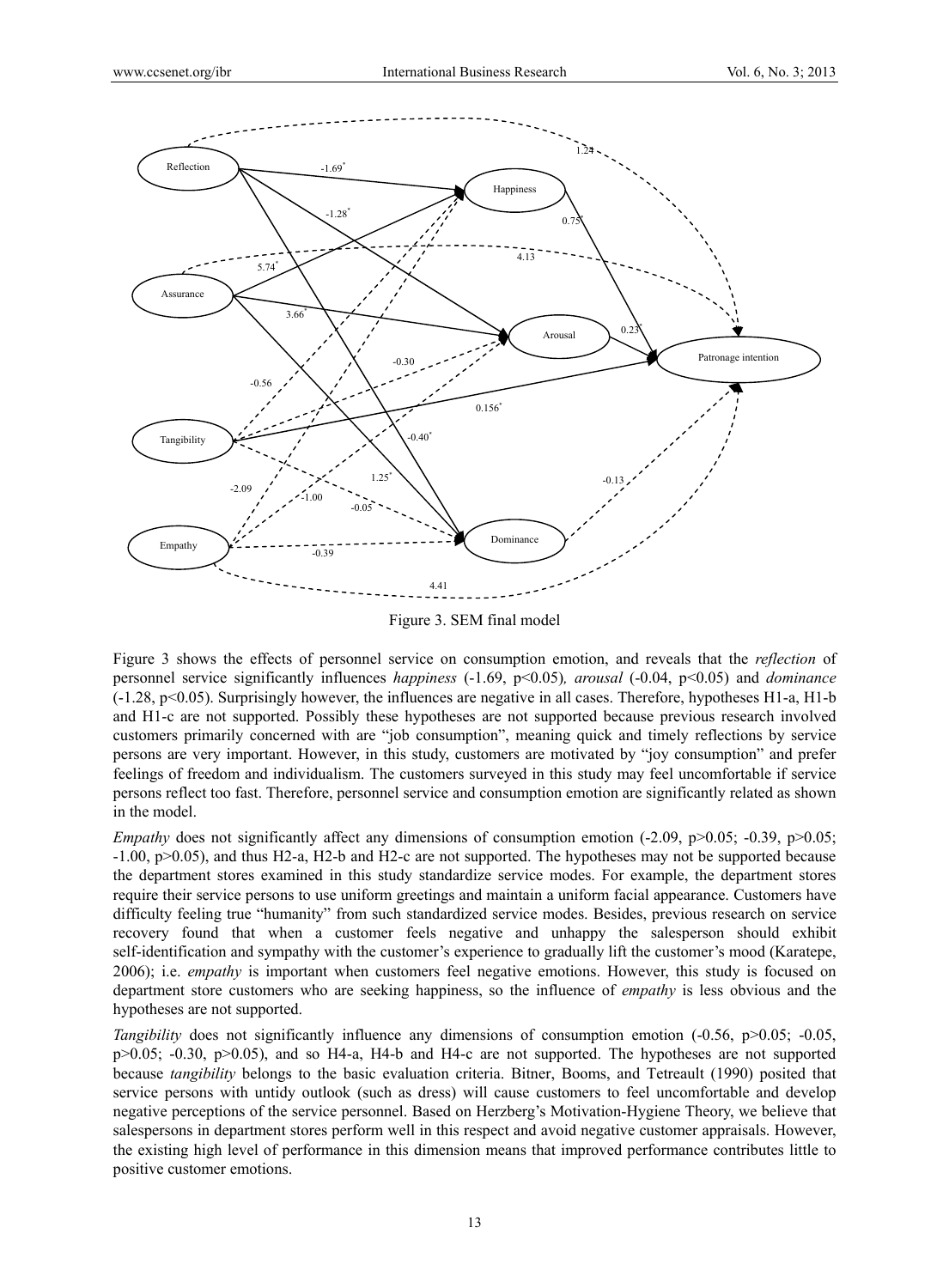Figure 3. SEM final model

Figure 3 shows the effects of personnel service on consumption emotion, and reveals that the *reflection* of personnel service significantly influences *happiness* (-1.69, $p<0.05$)*, arousal* (-0.04, $p<0.05$) and *dominance* (-1.28, $p<0.05$). Surprisingly however, the influences are negative in all cases. Therefore, hypotheses H1-a, H1-b and H1-c are not supported. Possibly these hypotheses are not supported because previous research involved customers primarily concerned with are "job consumption", meaning quick and timely reflections by service persons are very important. However, in this study, customers are motivated by "joy consumption" and prefer feelings of freedom and individualism. The customers surveyed in this study may feel uncomfortable if service persons reflect too fast. Therefore, personnel service and consumption emotion are significantly related as shown in the model.

*Empathy* does not significantly affect any dimensions of consumption emotion (-2.09, $p>0.05$; -0.39, $p>0.05$; -1.00, $p>0.05$), and thus H2-a, H2-b and H2-c are not supported. The hypotheses may not be supported because the department stores examined in this study standardize service modes. For example, the department stores require their service persons to use uniform greetings and maintain a uniform facial appearance. Customers have difficulty feeling true "humanity" from such standardized service modes. Besides, previous research on service recovery found that when a customer feels negative and unhappy the salesperson should exhibit self-identification and sympathy with the customer's experience to gradually lift the customer's mood (Karatepe, 2006); i.e. *empathy* is important when customers feel negative emotions. However, this study is focused on department store customers who are seeking happiness, so the influence of *empathy* is less obvious and the hypotheses are not supported.

*Tangibility* does not significantly influence any dimensions of consumption emotion (-0.56, $p>0.05$; -0.05, $p>0.05$; -0.30, $p>0.05$), and so H4-a, H4-b and H4-c are not supported. The hypotheses are not supported because *tangibility* belongs to the basic evaluation criteria. Bitner, Booms, and Tetreault (1990) posited that service persons with untidy outlook (such as dress) will cause customers to feel uncomfortable and develop negative perceptions of the service personnel. Based on Herzberg's Motivation-Hygiene Theory, we believe that salespersons in department stores perform well in this respect and avoid negative customer appraisals. However, the existing high level of performance in this dimension means that improved performance contributes little to positive customer emotions.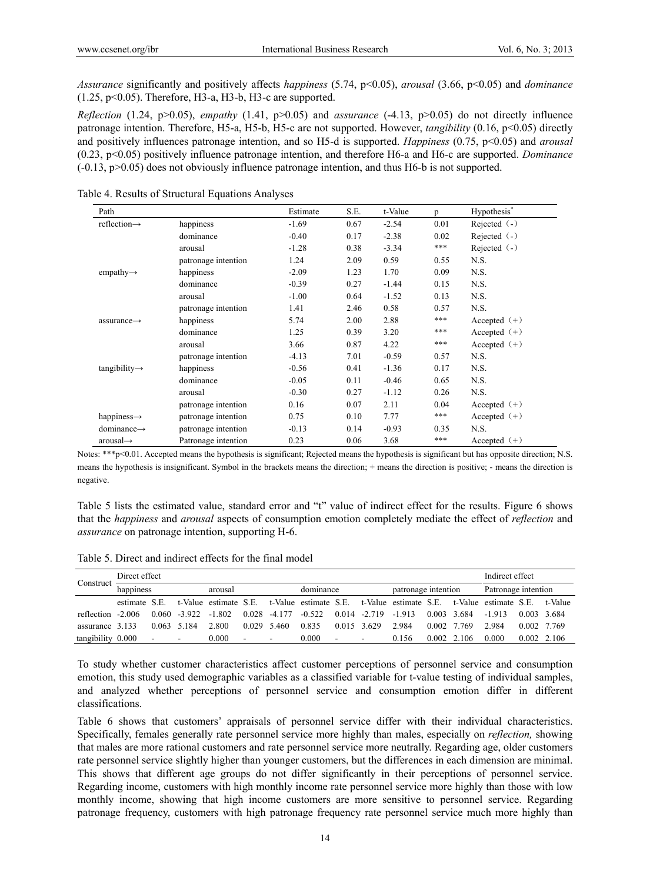*Assurance* significantly and positively affects *happiness* (5.74, $p<0.05$), *arousal* (3.66, $p<0.05$) and *dominance* (1.25, $p<0.05$). Therefore, H3-a, H3-b, H3-c are supported.

*Reflection* (1.24, $p>0.05$), *empathy* (1.41, $p>0.05$) and *assurance* (-4.13, $p>0.05$) do not directly influence patronage intention. Therefore, H5-a, H5-b, H5-c are not supported. However, *tangibility* (0.16, $p<0.05$) directly and positively influences patronage intention, and so H5-d is supported. *Happiness* (0.75, $p<0.05$) and *arousal* (0.23, $p<0.05$) positively influence patronage intention, and therefore H6-a and H6-c are supported. *Dominance* (-0.13, $p>0.05$) does not obviously influence patronage intention, and thus H6-b is not supported.

Table 4. Results of Structural Equations Analyses

| Path | | Estimate | S.E. | t-Value | p | Hypothesis* |
|---|---|---|---|---|---|---|
| reflection→ | happiness | -1.69 | 0.67 | -2.54 | 0.01 | Rejected（-） |
| | dominance | -0.40 | 0.17 | -2.38 | 0.02 | Rejected（-） |
| | arousal | -1.28 | 0.38 | -3.34 | *** | Rejected（-） |
| | patronage intention | 1.24 | 2.09 | 0.59 | 0.55 | N.S. |
| empathy→ | happiness | -2.09 | 1.23 | 1.70 | 0.09 | N.S. |
| | dominance | -0.39 | 0.27 | -1.44 | 0.15 | N.S. |
| | arousal | -1.00 | 0.64 | -1.52 | 0.13 | N.S. |
| | patronage intention | 1.41 | 2.46 | 0.58 | 0.57 | N.S. |
| assurance→ | happiness | 5.74 | 2.00 | 2.88 | *** | Accepted（+） |
| | dominance | 1.25 | 0.39 | 3.20 | *** | Accepted（+） |
| | arousal | 3.66 | 0.87 | 4.22 | *** | Accepted（+） |
| | patronage intention | -4.13 | 7.01 | -0.59 | 0.57 | N.S. |
| tangibility→ | happiness | -0.56 | 0.41 | -1.36 | 0.17 | N.S. |
| | dominance | -0.05 | 0.11 | -0.46 | 0.65 | N.S. |
| | arousal | -0.30 | 0.27 | -1.12 | 0.26 | N.S. |
| | patronage intention | 0.16 | 0.07 | 2.11 | 0.04 | Accepted（+） |
| happiness→ | patronage intention | 0.75 | 0.10 | 7.77 | *** | Accepted（+） |
| dominance→ | patronage intention | -0.13 | 0.14 | -0.93 | 0.35 | N.S. |
| arousal→ | Patronage intention | 0.23 | 0.06 | 3.68 | *** | Accepted（+） |

Notes: ***$p<0.01$. Accepted means the hypothesis is significant; Rejected means the hypothesis is significant but has opposite direction; N.S. means the hypothesis is insignificant. Symbol in the brackets means the direction; + means the direction is positive; - means the direction is negative.

Table 5 lists the estimated value, standard error and "t" value of indirect effect for the results. Figure 6 shows that the *happiness* and *arousal* aspects of consumption emotion completely mediate the effect of *reflection* and *assurance* on patronage intention, supporting H-6.

Table 5. Direct and indirect effects for the final model

| Construct | Direct effect | | | | | | | | | | | | Indirect effect | | |
|---|---|---|---|---|---|---|---|---|---|---|---|---|---|---|---|
| | happiness | | | arousal | | | dominance | | | patronage intention | | | Patronage intention | | |
| | estimate | S.E. | t-Value | estimate | S.E. | t-Value | estimate | S.E. | t-Value | estimate | S.E. | t-Value | estimate | S.E. | t-Value |
| reflection | -2.006 | 0.060 | -3.922 | -1.802 | 0.028 | -4.177 | -0.522 | 0.014 | -2.719 | -1.913 | 0.003 | 3.684 | -1.913 | 0.003 | 3.684 |
| assurance | 3.133 | 0.063 | 5.184 | 2.800 | 0.029 | 5.460 | 0.835 | 0.015 | 3.629 | 2.984 | 0.002 | 7.769 | 2.984 | 0.002 | 7.769 |
| tangibility | 0.000 | - | - | 0.000 | - | - | 0.000 | - | - | 0.156 | 0.002 | 2.106 | 0.000 | 0.002 | 2.106 |

To study whether customer characteristics affect customer perceptions of personnel service and consumption emotion, this study used demographic variables as a classified variable for t-value testing of individual samples, and analyzed whether perceptions of personnel service and consumption emotion differ in different classifications.

Table 6 shows that customers' appraisals of personnel service differ with their individual characteristics. Specifically, females generally rate personnel service more highly than males, especially on *reflection,* showing that males are more rational customers and rate personnel service more neutrally. Regarding age, older customers rate personnel service slightly higher than younger customers, but the differences in each dimension are minimal. This shows that different age groups do not differ significantly in their perceptions of personnel service. Regarding income, customers with high monthly income rate personnel service more highly than those with low monthly income, showing that high income customers are more sensitive to personnel service. Regarding patronage frequency, customers with high patronage frequency rate personnel service much more highly than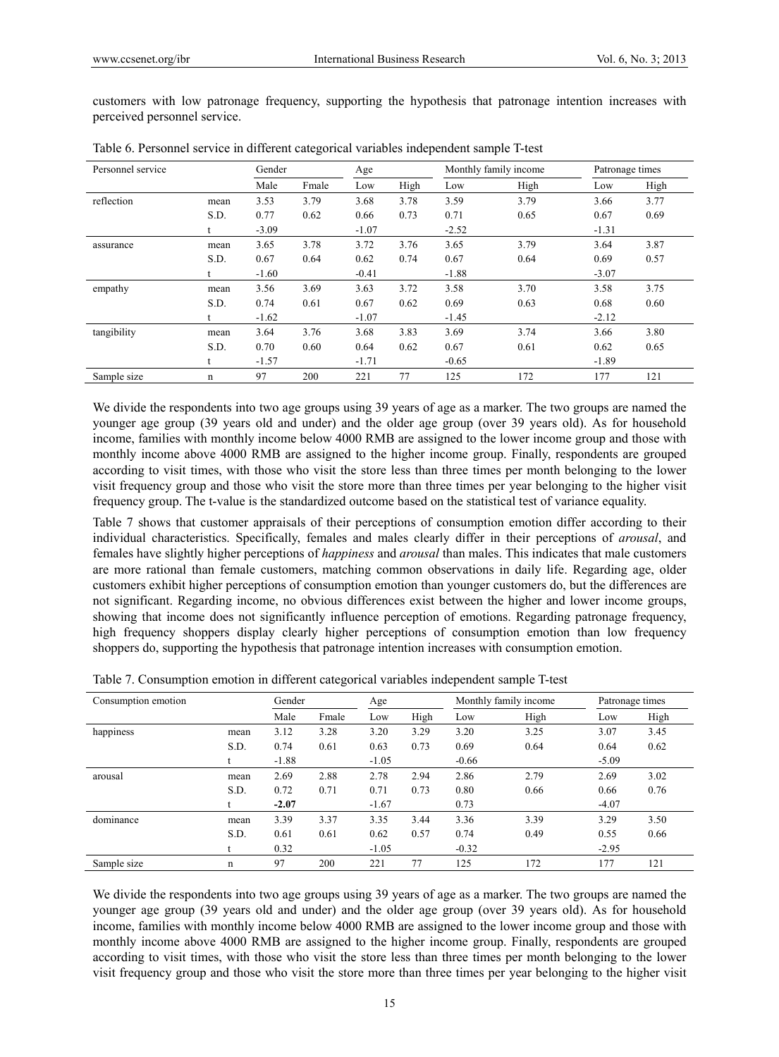customers with low patronage frequency, supporting the hypothesis that patronage intention increases with perceived personnel service.

Table 6. Personnel service in different categorical variables independent sample T-test

| Personnel service | | Gender | | Age | | Monthly family income | | Patronage times | |
|---|---|---|---|---|---|---|---|---|---|
| | | Male | Fmale | Low | High | Low | High | Low | High |
| reflection | mean | 3.53 | 3.79 | 3.68 | 3.78 | 3.59 | 3.79 | 3.66 | 3.77 |
| | S.D. | 0.77 | 0.62 | 0.66 | 0.73 | 0.71 | 0.65 | 0.67 | 0.69 |
| | t | -3.09 | | -1.07 | | -2.52 | | -1.31 | |
| assurance | mean | 3.65 | 3.78 | 3.72 | 3.76 | 3.65 | 3.79 | 3.64 | 3.87 |
| | S.D. | 0.67 | 0.64 | 0.62 | 0.74 | 0.67 | 0.64 | 0.69 | 0.57 |
| | t | -1.60 | | -0.41 | | -1.88 | | -3.07 | |
| empathy | mean | 3.56 | 3.69 | 3.63 | 3.72 | 3.58 | 3.70 | 3.58 | 3.75 |
| | S.D. | 0.74 | 0.61 | 0.67 | 0.62 | 0.69 | 0.63 | 0.68 | 0.60 |
| | t | -1.62 | | -1.07 | | -1.45 | | -2.12 | |
| tangibility | mean | 3.64 | 3.76 | 3.68 | 3.83 | 3.69 | 3.74 | 3.66 | 3.80 |
| | S.D. | 0.70 | 0.60 | 0.64 | 0.62 | 0.67 | 0.61 | 0.62 | 0.65 |
| | t | -1.57 | | -1.71 | | -0.65 | | -1.89 | |
| Sample size | n | 97 | 200 | 221 | 77 | 125 | 172 | 177 | 121 |

We divide the respondents into two age groups using 39 years of age as a marker. The two groups are named the younger age group (39 years old and under) and the older age group (over 39 years old). As for household income, families with monthly income below 4000 RMB are assigned to the lower income group and those with monthly income above 4000 RMB are assigned to the higher income group. Finally, respondents are grouped according to visit times, with those who visit the store less than three times per month belonging to the lower visit frequency group and those who visit the store more than three times per year belonging to the higher visit frequency group. The t-value is the standardized outcome based on the statistical test of variance equality.

Table 7 shows that customer appraisals of their perceptions of consumption emotion differ according to their individual characteristics. Specifically, females and males clearly differ in their perceptions of *arousal*, and females have slightly higher perceptions of *happiness* and *arousal* than males. This indicates that male customers are more rational than female customers, matching common observations in daily life. Regarding age, older customers exhibit higher perceptions of consumption emotion than younger customers do, but the differences are not significant. Regarding income, no obvious differences exist between the higher and lower income groups, showing that income does not significantly influence perception of emotions. Regarding patronage frequency, high frequency shoppers display clearly higher perceptions of consumption emotion than low frequency shoppers do, supporting the hypothesis that patronage intention increases with consumption emotion.

Table 7. Consumption emotion in different categorical variables independent sample T-test

| Consumption emotion | | Gender | | Age | | Monthly family income | | Patronage times | |
|---|---|---|---|---|---|---|---|---|---|
| | | Male | Fmale | Low | High | Low | High | Low | High |
| happiness | mean | 3.12 | 3.28 | 3.20 | 3.29 | 3.20 | 3.25 | 3.07 | 3.45 |
| | S.D. | 0.74 | 0.61 | 0.63 | 0.73 | 0.69 | 0.64 | 0.64 | 0.62 |
| | t | -1.88 | | -1.05 | | -0.66 | | -5.09 | |
| arousal | mean | 2.69 | 2.88 | 2.78 | 2.94 | 2.86 | 2.79 | 2.69 | 3.02 |
| | S.D. | 0.72 | 0.71 | 0.71 | 0.73 | 0.80 | 0.66 | 0.66 | 0.76 |
| | t | **-2.07** | | -1.67 | | 0.73 | | -4.07 | |
| dominance | mean | 3.39 | 3.37 | 3.35 | 3.44 | 3.36 | 3.39 | 3.29 | 3.50 |
| | S.D. | 0.61 | 0.61 | 0.62 | 0.57 | 0.74 | 0.49 | 0.55 | 0.66 |
| | t | 0.32 | | -1.05 | | -0.32 | | -2.95 | |
| Sample size | n | 97 | 200 | 221 | 77 | 125 | 172 | 177 | 121 |

We divide the respondents into two age groups using 39 years of age as a marker. The two groups are named the younger age group (39 years old and under) and the older age group (over 39 years old). As for household income, families with monthly income below 4000 RMB are assigned to the lower income group and those with monthly income above 4000 RMB are assigned to the higher income group. Finally, respondents are grouped according to visit times, with those who visit the store less than three times per month belonging to the lower visit frequency group and those who visit the store more than three times per year belonging to the higher visit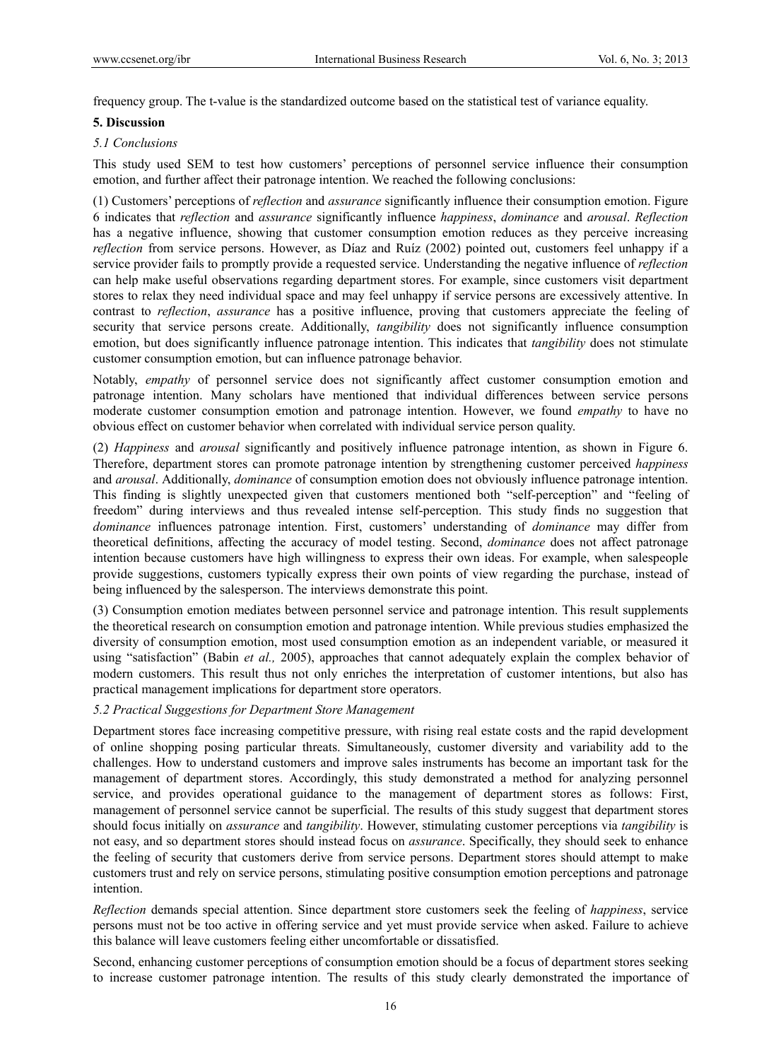frequency group. The t-value is the standardized outcome based on the statistical test of variance equality.

## 5. Discussion

### *5.1 Conclusions*

This study used SEM to test how customers' perceptions of personnel service influence their consumption emotion, and further affect their patronage intention. We reached the following conclusions:

(1) Customers' perceptions of *reflection* and *assurance* significantly influence their consumption emotion. Figure 6 indicates that *reflection* and *assurance* significantly influence *happiness*, *dominance* and *arousal*. *Reflection* has a negative influence, showing that customer consumption emotion reduces as they perceive increasing *reflection* from service persons. However, as Díaz and Ruíz (2002) pointed out, customers feel unhappy if a service provider fails to promptly provide a requested service. Understanding the negative influence of *reflection* can help make useful observations regarding department stores. For example, since customers visit department stores to relax they need individual space and may feel unhappy if service persons are excessively attentive. In contrast to *reflection*, *assurance* has a positive influence, proving that customers appreciate the feeling of security that service persons create. Additionally, *tangibility* does not significantly influence consumption emotion, but does significantly influence patronage intention. This indicates that *tangibility* does not stimulate customer consumption emotion, but can influence patronage behavior.

Notably, *empathy* of personnel service does not significantly affect customer consumption emotion and patronage intention. Many scholars have mentioned that individual differences between service persons moderate customer consumption emotion and patronage intention. However, we found *empathy* to have no obvious effect on customer behavior when correlated with individual service person quality.

(2) *Happiness* and *arousal* significantly and positively influence patronage intention, as shown in Figure 6. Therefore, department stores can promote patronage intention by strengthening customer perceived *happiness* and *arousal*. Additionally, *dominance* of consumption emotion does not obviously influence patronage intention. This finding is slightly unexpected given that customers mentioned both "self-perception" and "feeling of freedom" during interviews and thus revealed intense self-perception. This study finds no suggestion that *dominance* influences patronage intention. First, customers' understanding of *dominance* may differ from theoretical definitions, affecting the accuracy of model testing. Second, *dominance* does not affect patronage intention because customers have high willingness to express their own ideas. For example, when salespeople provide suggestions, customers typically express their own points of view regarding the purchase, instead of being influenced by the salesperson. The interviews demonstrate this point.

(3) Consumption emotion mediates between personnel service and patronage intention. This result supplements the theoretical research on consumption emotion and patronage intention. While previous studies emphasized the diversity of consumption emotion, most used consumption emotion as an independent variable, or measured it using "satisfaction" (Babin *et al.,* 2005), approaches that cannot adequately explain the complex behavior of modern customers. This result thus not only enriches the interpretation of customer intentions, but also has practical management implications for department store operators.

### *5.2 Practical Suggestions for Department Store Management*

Department stores face increasing competitive pressure, with rising real estate costs and the rapid development of online shopping posing particular threats. Simultaneously, customer diversity and variability add to the challenges. How to understand customers and improve sales instruments has become an important task for the management of department stores. Accordingly, this study demonstrated a method for analyzing personnel service, and provides operational guidance to the management of department stores as follows: First, management of personnel service cannot be superficial. The results of this study suggest that department stores should focus initially on *assurance* and *tangibility*. However, stimulating customer perceptions via *tangibility* is not easy, and so department stores should instead focus on *assurance*. Specifically, they should seek to enhance the feeling of security that customers derive from service persons. Department stores should attempt to make customers trust and rely on service persons, stimulating positive consumption emotion perceptions and patronage intention.

*Reflection* demands special attention. Since department store customers seek the feeling of *happiness*, service persons must not be too active in offering service and yet must provide service when asked. Failure to achieve this balance will leave customers feeling either uncomfortable or dissatisfied.

Second, enhancing customer perceptions of consumption emotion should be a focus of department stores seeking to increase customer patronage intention. The results of this study clearly demonstrated the importance of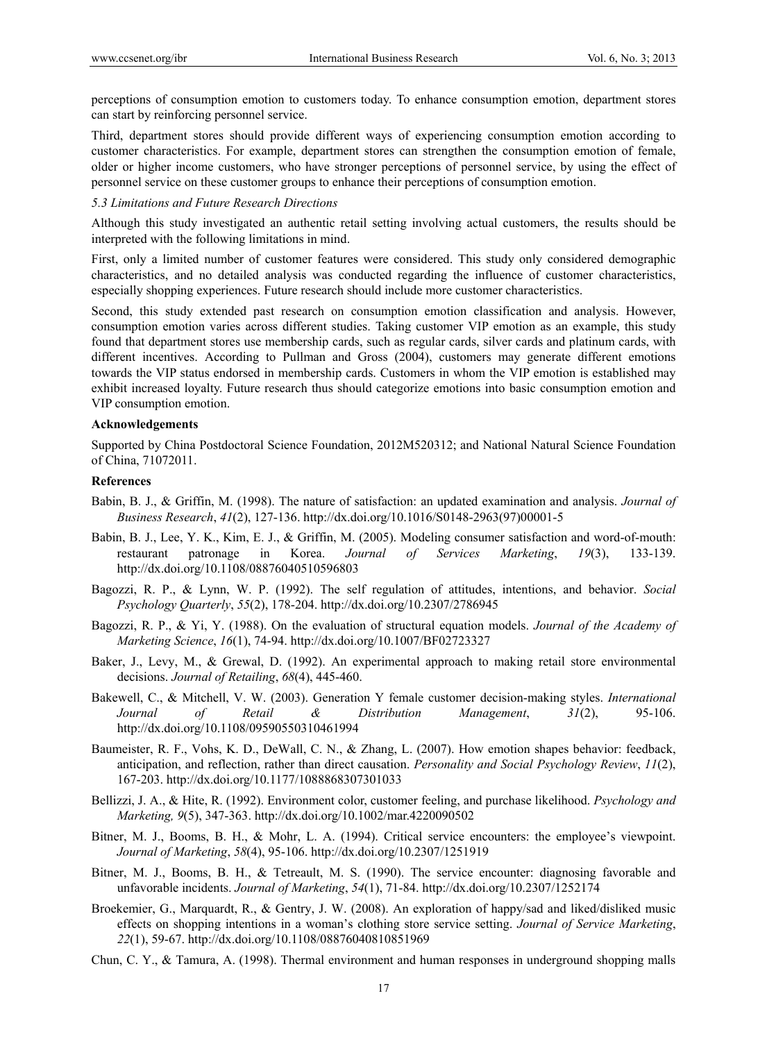perceptions of consumption emotion to customers today. To enhance consumption emotion, department stores can start by reinforcing personnel service.

Third, department stores should provide different ways of experiencing consumption emotion according to customer characteristics. For example, department stores can strengthen the consumption emotion of female, older or higher income customers, who have stronger perceptions of personnel service, by using the effect of personnel service on these customer groups to enhance their perceptions of consumption emotion.

### *5.3 Limitations and Future Research Directions*

Although this study investigated an authentic retail setting involving actual customers, the results should be interpreted with the following limitations in mind.

First, only a limited number of customer features were considered. This study only considered demographic characteristics, and no detailed analysis was conducted regarding the influence of customer characteristics, especially shopping experiences. Future research should include more customer characteristics.

Second, this study extended past research on consumption emotion classification and analysis. However, consumption emotion varies across different studies. Taking customer VIP emotion as an example, this study found that department stores use membership cards, such as regular cards, silver cards and platinum cards, with different incentives. According to Pullman and Gross (2004), customers may generate different emotions towards the VIP status endorsed in membership cards. Customers in whom the VIP emotion is established may exhibit increased loyalty. Future research thus should categorize emotions into basic consumption emotion and VIP consumption emotion.

## Acknowledgements

Supported by China Postdoctoral Science Foundation, 2012M520312; and National Natural Science Foundation of China, 71072011.

## References

Babin, B. J., & Griffin, M. (1998). The nature of satisfaction: an updated examination and analysis. *Journal of Business Research*, *41*(2), 127-136. http://dx.doi.org/10.1016/S0148-2963(97)00001-5

Babin, B. J., Lee, Y. K., Kim, E. J., & Griffin, M. (2005). Modeling consumer satisfaction and word-of-mouth: restaurant patronage in Korea. *Journal of Services Marketing*, *19*(3), 133-139. http://dx.doi.org/10.1108/08876040510596803

Bagozzi, R. P., & Lynn, W. P. (1992). The self regulation of attitudes, intentions, and behavior. *Social Psychology Quarterly*, *55*(2), 178-204. http://dx.doi.org/10.2307/2786945

Bagozzi, R. P., & Yi, Y. (1988). On the evaluation of structural equation models. *Journal of the Academy of Marketing Science*, *16*(1), 74-94. http://dx.doi.org/10.1007/BF02723327

Baker, J., Levy, M., & Grewal, D. (1992). An experimental approach to making retail store environmental decisions. *Journal of Retailing*, *68*(4), 445-460.

Bakewell, C., & Mitchell, V. W. (2003). Generation Y female customer decision-making styles. *International Journal of Retail & Distribution Management*, *31*(2), 95-106. http://dx.doi.org/10.1108/09590550310461994

Baumeister, R. F., Vohs, K. D., DeWall, C. N., & Zhang, L. (2007). How emotion shapes behavior: feedback, anticipation, and reflection, rather than direct causation. *Personality and Social Psychology Review*, *11*(2), 167-203. http://dx.doi.org/10.1177/1088868307301033

Bellizzi, J. A., & Hite, R. (1992). Environment color, customer feeling, and purchase likelihood. *Psychology and Marketing, 9*(5), 347-363. http://dx.doi.org/10.1002/mar.4220090502

Bitner, M. J., Booms, B. H., & Mohr, L. A. (1994). Critical service encounters: the employee's viewpoint. *Journal of Marketing*, *58*(4), 95-106. http://dx.doi.org/10.2307/1251919

Bitner, M. J., Booms, B. H., & Tetreault, M. S. (1990). The service encounter: diagnosing favorable and unfavorable incidents. *Journal of Marketing*, *54*(1), 71-84. http://dx.doi.org/10.2307/1252174

Broekemier, G., Marquardt, R., & Gentry, J. W. (2008). An exploration of happy/sad and liked/disliked music effects on shopping intentions in a woman's clothing store service setting. *Journal of Service Marketing*, *22*(1), 59-67. http://dx.doi.org/10.1108/08876040810851969

Chun, C. Y., & Tamura, A. (1998). Thermal environment and human responses in underground shopping malls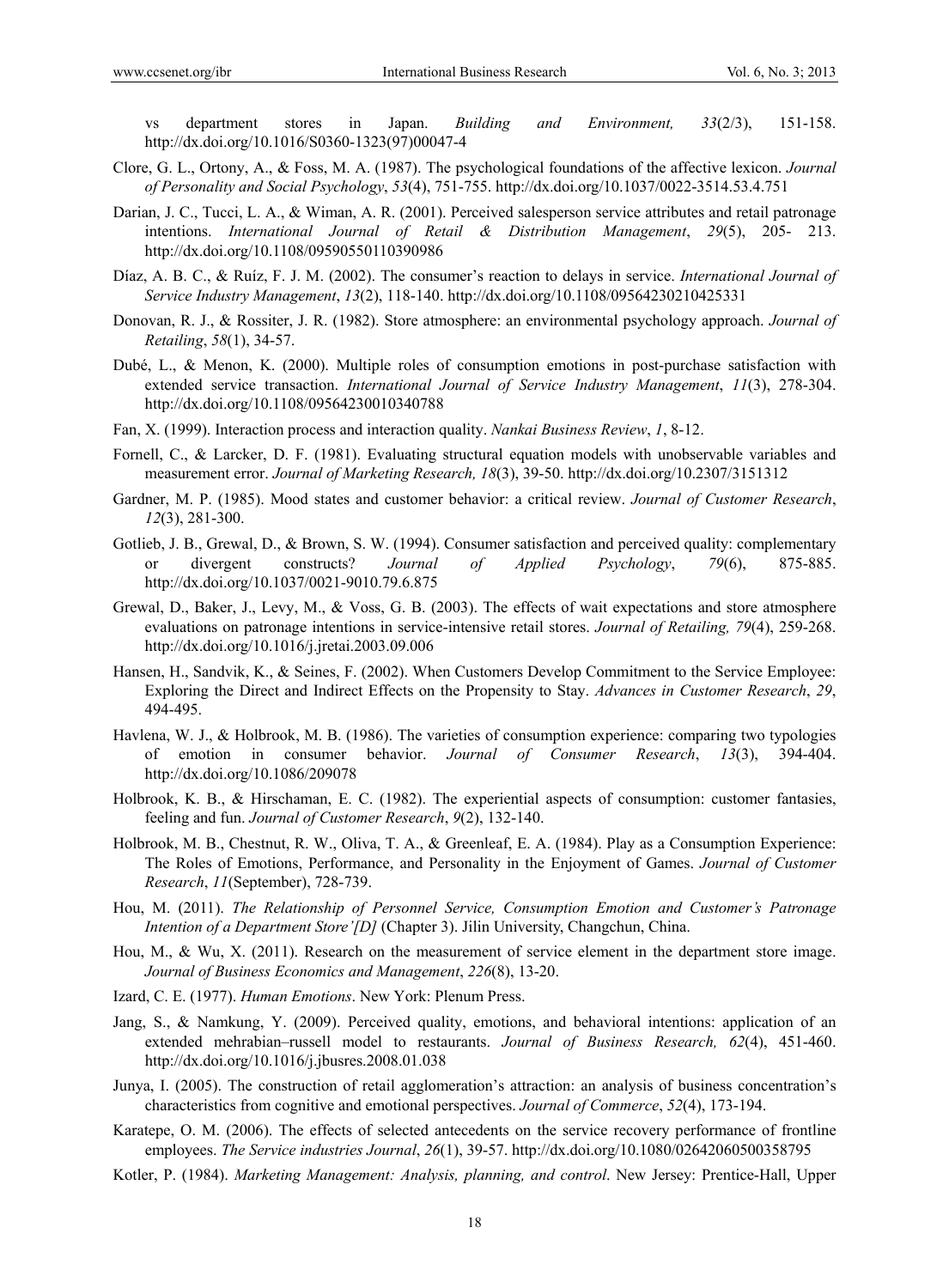vs department stores in Japan. *Building and Environment, 33*(2/3), 151-158. http://dx.doi.org/10.1016/S0360-1323(97)00047-4

Clore, G. L., Ortony, A., & Foss, M. A. (1987). The psychological foundations of the affective lexicon. *Journal of Personality and Social Psychology*, *53*(4), 751-755. http://dx.doi.org/10.1037/0022-3514.53.4.751

Darian, J. C., Tucci, L. A., & Wiman, A. R. (2001). Perceived salesperson service attributes and retail patronage intentions. *International Journal of Retail & Distribution Management*, *29*(5), 205- 213. http://dx.doi.org/10.1108/09590550110390986

Díaz, A. B. C., & Ruíz, F. J. M. (2002). The consumer's reaction to delays in service. *International Journal of Service Industry Management*, *13*(2), 118-140. http://dx.doi.org/10.1108/09564230210425331

Donovan, R. J., & Rossiter, J. R. (1982). Store atmosphere: an environmental psychology approach. *Journal of Retailing*, *58*(1), 34-57.

Dubé, L., & Menon, K. (2000). Multiple roles of consumption emotions in post-purchase satisfaction with extended service transaction. *International Journal of Service Industry Management*, *11*(3), 278-304. http://dx.doi.org/10.1108/09564230010340788

Fan, X. (1999). Interaction process and interaction quality. *Nankai Business Review*, *1*, 8-12.

Fornell, C., & Larcker, D. F. (1981). Evaluating structural equation models with unobservable variables and measurement error. *Journal of Marketing Research, 18*(3), 39-50. http://dx.doi.org/10.2307/3151312

Gardner, M. P. (1985). Mood states and customer behavior: a critical review. *Journal of Customer Research*, *12*(3), 281-300.

Gotlieb, J. B., Grewal, D., & Brown, S. W. (1994). Consumer satisfaction and perceived quality: complementary or divergent constructs? *Journal of Applied Psychology*, *79*(6), 875-885. http://dx.doi.org/10.1037/0021-9010.79.6.875

Grewal, D., Baker, J., Levy, M., & Voss, G. B. (2003). The effects of wait expectations and store atmosphere evaluations on patronage intentions in service-intensive retail stores. *Journal of Retailing, 79*(4), 259-268. http://dx.doi.org/10.1016/j.jretai.2003.09.006

Hansen, H., Sandvik, K., & Seines, F. (2002). When Customers Develop Commitment to the Service Employee: Exploring the Direct and Indirect Effects on the Propensity to Stay. *Advances in Customer Research*, *29*, 494-495.

Havlena, W. J., & Holbrook, M. B. (1986). The varieties of consumption experience: comparing two typologies of emotion in consumer behavior. *Journal of Consumer Research*, *13*(3), 394-404. http://dx.doi.org/10.1086/209078

Holbrook, K. B., & Hirschaman, E. C. (1982). The experiential aspects of consumption: customer fantasies, feeling and fun. *Journal of Customer Research*, *9*(2), 132-140.

Holbrook, M. B., Chestnut, R. W., Oliva, T. A., & Greenleaf, E. A. (1984). Play as a Consumption Experience: The Roles of Emotions, Performance, and Personality in the Enjoyment of Games. *Journal of Customer Research*, *11*(September), 728-739.

Hou, M. (2011). *The Relationship of Personnel Service, Consumption Emotion and Customer's Patronage Intention of a Department Store'[D]* (Chapter 3). Jilin University, Changchun, China.

Hou, M., & Wu, X. (2011). Research on the measurement of service element in the department store image. *Journal of Business Economics and Management*, *226*(8), 13-20.

Izard, C. E. (1977). *Human Emotions*. New York: Plenum Press.

Jang, S., & Namkung, Y. (2009). Perceived quality, emotions, and behavioral intentions: application of an extended mehrabian–russell model to restaurants. *Journal of Business Research, 62*(4), 451-460. http://dx.doi.org/10.1016/j.jbusres.2008.01.038

Junya, I. (2005). The construction of retail agglomeration's attraction: an analysis of business concentration's characteristics from cognitive and emotional perspectives. *Journal of Commerce*, *52*(4), 173-194.

Karatepe, O. M. (2006). The effects of selected antecedents on the service recovery performance of frontline employees. *The Service industries Journal*, *26*(1), 39-57. http://dx.doi.org/10.1080/02642060500358795

Kotler, P. (1984). *Marketing Management: Analysis, planning, and control*. New Jersey: Prentice-Hall, Upper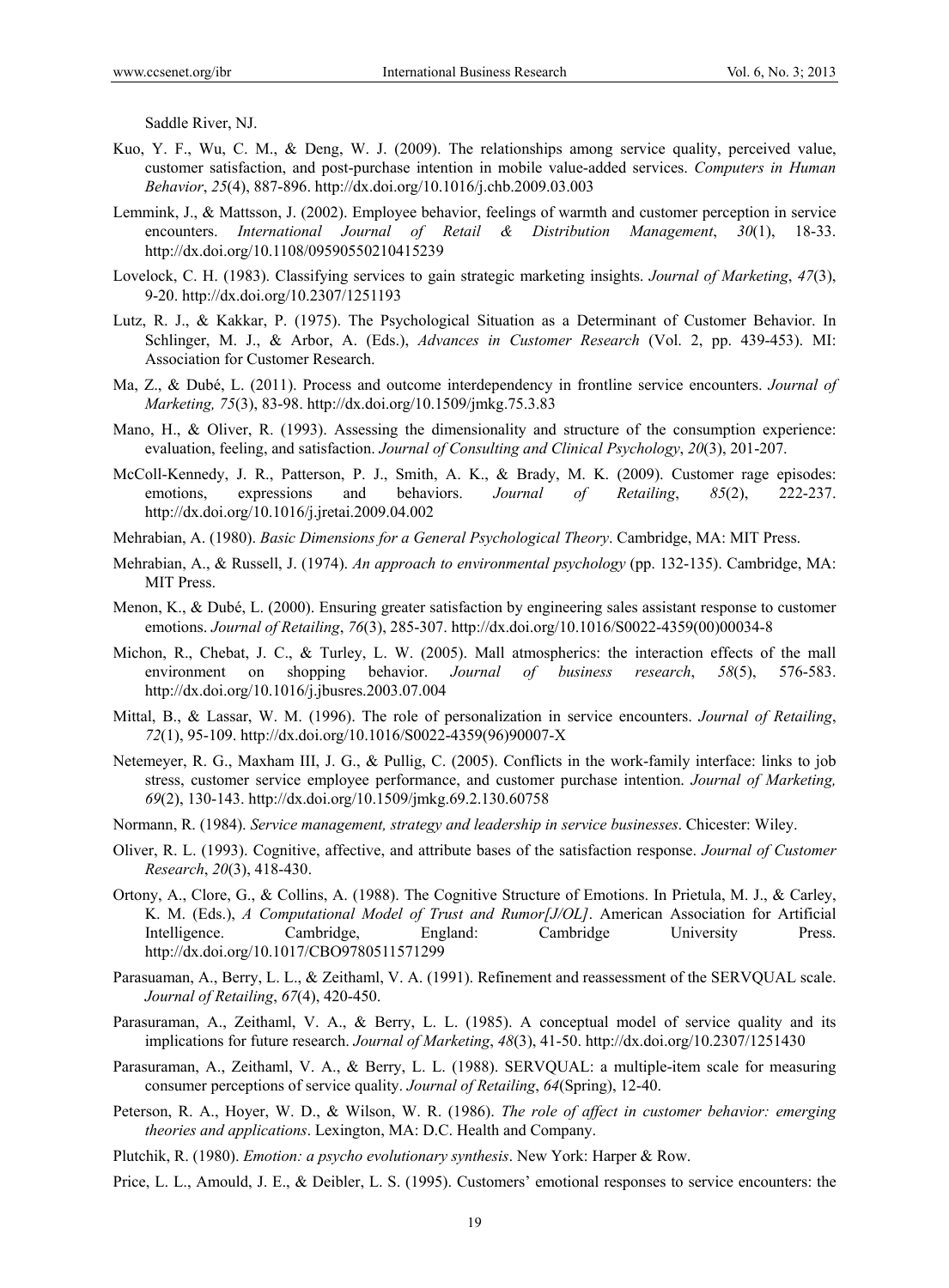Saddle River, NJ.

Kuo, Y. F., Wu, C. M., & Deng, W. J. (2009). The relationships among service quality, perceived value, customer satisfaction, and post-purchase intention in mobile value-added services. *Computers in Human Behavior*, *25*(4), 887-896. http://dx.doi.org/10.1016/j.chb.2009.03.003

Lemmink, J., & Mattsson, J. (2002). Employee behavior, feelings of warmth and customer perception in service encounters. *International Journal of Retail & Distribution Management*, *30*(1), 18-33. http://dx.doi.org/10.1108/09590550210415239

Lovelock, C. H. (1983). Classifying services to gain strategic marketing insights. *Journal of Marketing*, *47*(3), 9-20. http://dx.doi.org/10.2307/1251193

Lutz, R. J., & Kakkar, P. (1975). The Psychological Situation as a Determinant of Customer Behavior. In Schlinger, M. J., & Arbor, A. (Eds.), *Advances in Customer Research* (Vol. 2, pp. 439-453). MI: Association for Customer Research.

Ma, Z., & Dubé, L. (2011). Process and outcome interdependency in frontline service encounters. *Journal of Marketing, 75*(3), 83-98. http://dx.doi.org/10.1509/jmkg.75.3.83

Mano, H., & Oliver, R. (1993). Assessing the dimensionality and structure of the consumption experience: evaluation, feeling, and satisfaction. *Journal of Consulting and Clinical Psychology*, *20*(3), 201-207.

McColl-Kennedy, J. R., Patterson, P. J., Smith, A. K., & Brady, M. K. (2009). Customer rage episodes: emotions, expressions and behaviors. *Journal of Retailing*, *85*(2), 222-237. http://dx.doi.org/10.1016/j.jretai.2009.04.002

Mehrabian, A. (1980). *Basic Dimensions for a General Psychological Theory*. Cambridge, MA: MIT Press.

Mehrabian, A., & Russell, J. (1974). *An approach to environmental psychology* (pp. 132-135). Cambridge, MA: MIT Press.

Menon, K., & Dubé, L. (2000). Ensuring greater satisfaction by engineering sales assistant response to customer emotions. *Journal of Retailing*, *76*(3), 285-307. http://dx.doi.org/10.1016/S0022-4359(00)00034-8

Michon, R., Chebat, J. C., & Turley, L. W. (2005). Mall atmospherics: the interaction effects of the mall environment on shopping behavior. *Journal of business research*, *58*(5), 576-583. http://dx.doi.org/10.1016/j.jbusres.2003.07.004

Mittal, B., & Lassar, W. M. (1996). The role of personalization in service encounters. *Journal of Retailing*, *72*(1), 95-109. http://dx.doi.org/10.1016/S0022-4359(96)90007-X

Netemeyer, R. G., Maxham III, J. G., & Pullig, C. (2005). Conflicts in the work-family interface: links to job stress, customer service employee performance, and customer purchase intention. *Journal of Marketing, 69*(2), 130-143. http://dx.doi.org/10.1509/jmkg.69.2.130.60758

Normann, R. (1984). *Service management, strategy and leadership in service businesses*. Chicester: Wiley.

Oliver, R. L. (1993). Cognitive, affective, and attribute bases of the satisfaction response. *Journal of Customer Research*, *20*(3), 418-430.

Ortony, A., Clore, G., & Collins, A. (1988). The Cognitive Structure of Emotions. In Prietula, M. J., & Carley, K. M. (Eds.), *A Computational Model of Trust and Rumor[J/OL]*. American Association for Artificial Intelligence. Cambridge, England: Cambridge University Press. http://dx.doi.org/10.1017/CBO9780511571299

Parasuaman, A., Berry, L. L., & Zeithaml, V. A. (1991). Refinement and reassessment of the SERVQUAL scale. *Journal of Retailing*, *67*(4), 420-450.

Parasuraman, A., Zeithaml, V. A., & Berry, L. L. (1985). A conceptual model of service quality and its implications for future research. *Journal of Marketing*, *48*(3), 41-50. http://dx.doi.org/10.2307/1251430

Parasuraman, A., Zeithaml, V. A., & Berry, L. L. (1988). SERVQUAL: a multiple-item scale for measuring consumer perceptions of service quality. *Journal of Retailing*, *64*(Spring), 12-40.

Peterson, R. A., Hoyer, W. D., & Wilson, W. R. (1986). *The role of affect in customer behavior: emerging theories and applications*. Lexington, MA: D.C. Health and Company.

Plutchik, R. (1980). *Emotion: a psycho evolutionary synthesis*. New York: Harper & Row.

Price, L. L., Amould, J. E., & Deibler, L. S. (1995). Customers' emotional responses to service encounters: the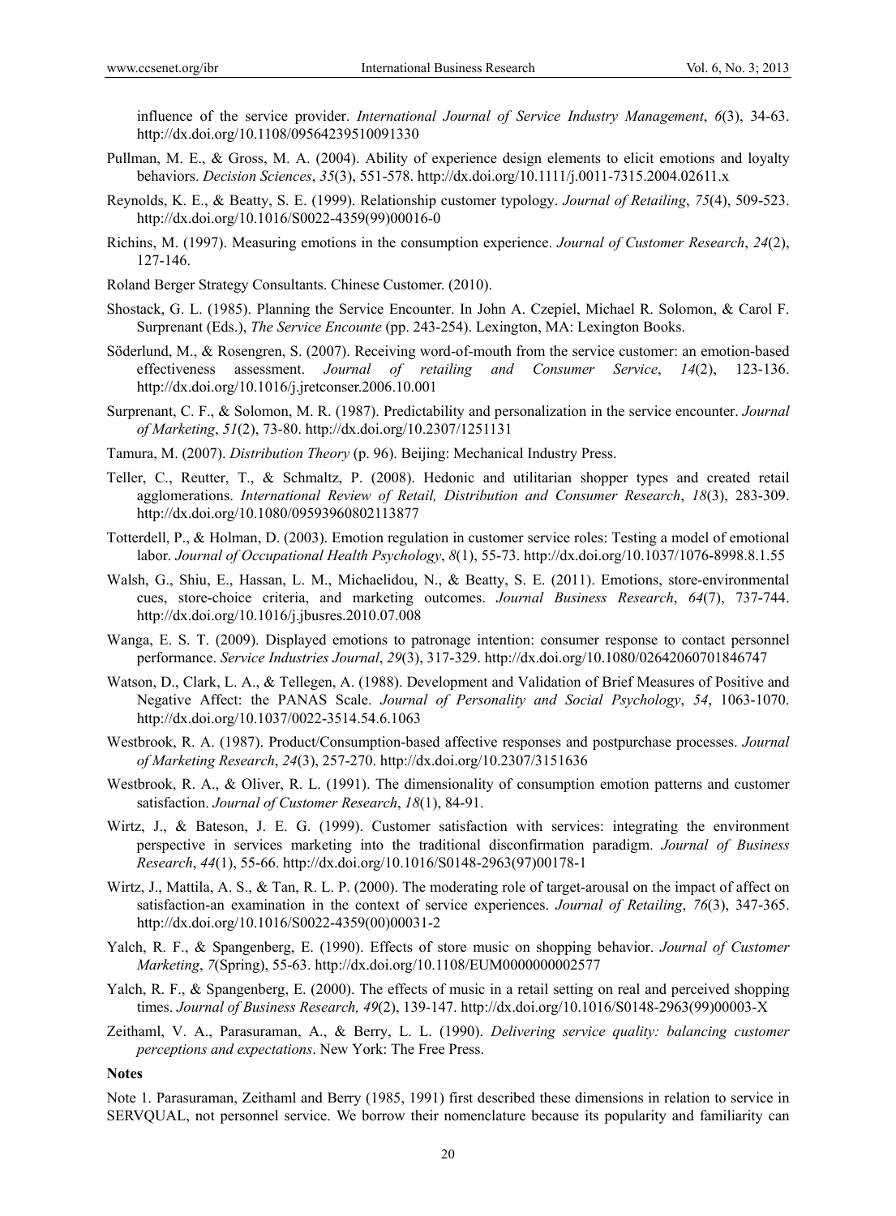influence of the service provider. *International Journal of Service Industry Management*, *6*(3), 34-63. http://dx.doi.org/10.1108/09564239510091330

Pullman, M. E., & Gross, M. A. (2004). Ability of experience design elements to elicit emotions and loyalty behaviors. *Decision Sciences*, *35*(3), 551-578. http://dx.doi.org/10.1111/j.0011-7315.2004.02611.x

Reynolds, K. E., & Beatty, S. E. (1999). Relationship customer typology. *Journal of Retailing*, *75*(4), 509-523. http://dx.doi.org/10.1016/S0022-4359(99)00016-0

Richins, M. (1997). Measuring emotions in the consumption experience. *Journal of Customer Research*, *24*(2), 127-146.

Roland Berger Strategy Consultants. Chinese Customer. (2010).

Shostack, G. L. (1985). Planning the Service Encounter. In John A. Czepiel, Michael R. Solomon, & Carol F. Surprenant (Eds.), *The Service Encounte* (pp. 243-254). Lexington, MA: Lexington Books.

Söderlund, M., & Rosengren, S. (2007). Receiving word-of-mouth from the service customer: an emotion-based effectiveness assessment. *Journal of retailing and Consumer Service*, *14*(2), 123-136. http://dx.doi.org/10.1016/j.jretconser.2006.10.001

Surprenant, C. F., & Solomon, M. R. (1987). Predictability and personalization in the service encounter. *Journal of Marketing*, *51*(2), 73-80. http://dx.doi.org/10.2307/1251131

Tamura, M. (2007). *Distribution Theory* (p. 96). Beijing: Mechanical Industry Press.

Teller, C., Reutter, T., & Schmaltz, P. (2008). Hedonic and utilitarian shopper types and created retail agglomerations. *International Review of Retail, Distribution and Consumer Research*, *18*(3), 283-309. http://dx.doi.org/10.1080/09593960802113877

Totterdell, P., & Holman, D. (2003). Emotion regulation in customer service roles: Testing a model of emotional labor. *Journal of Occupational Health Psychology*, *8*(1), 55-73. http://dx.doi.org/10.1037/1076-8998.8.1.55

Walsh, G., Shiu, E., Hassan, L. M., Michaelidou, N., & Beatty, S. E. (2011). Emotions, store-environmental cues, store-choice criteria, and marketing outcomes. *Journal Business Research*, *64*(7), 737-744. http://dx.doi.org/10.1016/j.jbusres.2010.07.008

Wanga, E. S. T. (2009). Displayed emotions to patronage intention: consumer response to contact personnel performance. *Service Industries Journal*, *29*(3), 317-329. http://dx.doi.org/10.1080/02642060701846747

Watson, D., Clark, L. A., & Tellegen, A. (1988). Development and Validation of Brief Measures of Positive and Negative Affect: the PANAS Scale. *Journal of Personality and Social Psychology*, *54*, 1063-1070. http://dx.doi.org/10.1037/0022-3514.54.6.1063

Westbrook, R. A. (1987). Product/Consumption-based affective responses and postpurchase processes. *Journal of Marketing Research*, *24*(3), 257-270. http://dx.doi.org/10.2307/3151636

Westbrook, R. A., & Oliver, R. L. (1991). The dimensionality of consumption emotion patterns and customer satisfaction. *Journal of Customer Research*, *18*(1), 84-91.

Wirtz, J., & Bateson, J. E. G. (1999). Customer satisfaction with services: integrating the environment perspective in services marketing into the traditional disconfirmation paradigm. *Journal of Business Research*, *44*(1), 55-66. http://dx.doi.org/10.1016/S0148-2963(97)00178-1

Wirtz, J., Mattila, A. S., & Tan, R. L. P. (2000). The moderating role of target-arousal on the impact of affect on satisfaction-an examination in the context of service experiences. *Journal of Retailing*, *76*(3), 347-365. http://dx.doi.org/10.1016/S0022-4359(00)00031-2

Yalch, R. F., & Spangenberg, E. (1990). Effects of store music on shopping behavior. *Journal of Customer Marketing*, *7*(Spring), 55-63. http://dx.doi.org/10.1108/EUM0000000002577

Yalch, R. F., & Spangenberg, E. (2000). The effects of music in a retail setting on real and perceived shopping times. *Journal of Business Research, 49*(2), 139-147. http://dx.doi.org/10.1016/S0148-2963(99)00003-X

Zeithaml, V. A., Parasuraman, A., & Berry, L. L. (1990). *Delivering service quality: balancing customer perceptions and expectations*. New York: The Free Press.

**Notes**

Note 1. Parasuraman, Zeithaml and Berry (1985, 1991) first described these dimensions in relation to service in SERVQUAL, not personnel service. We borrow their nomenclature because its popularity and familiarity can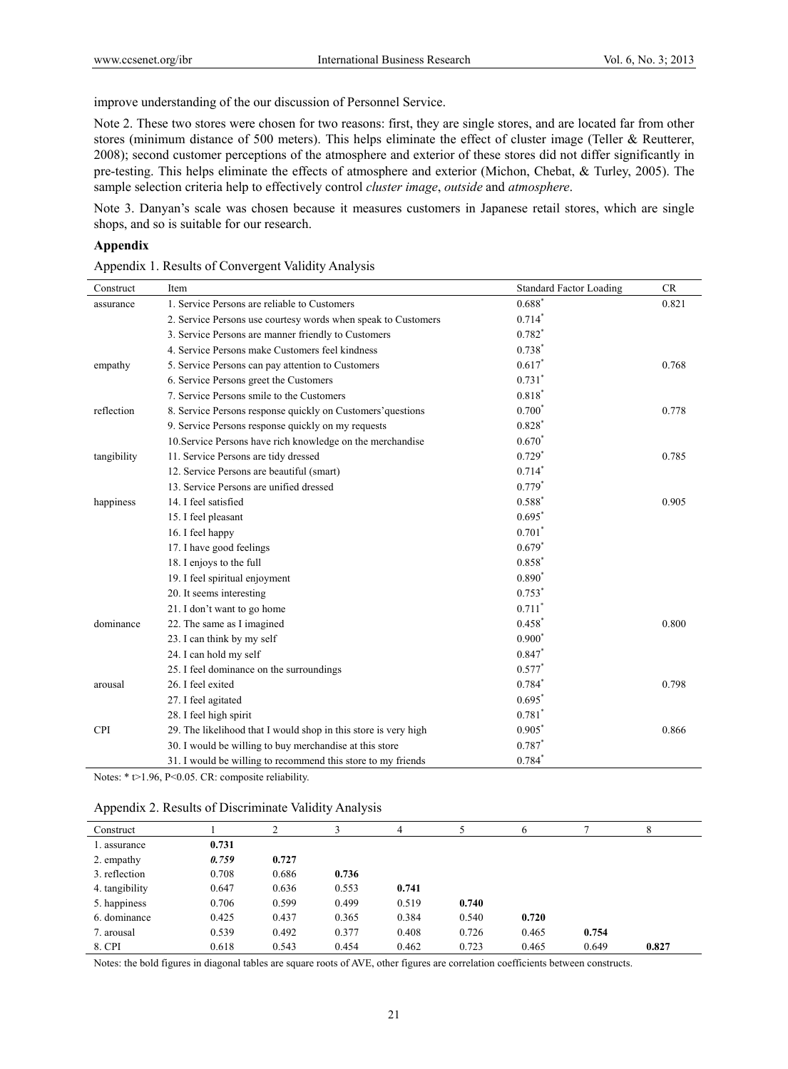improve understanding of the our discussion of Personnel Service.

Note 2. These two stores were chosen for two reasons: first, they are single stores, and are located far from other stores (minimum distance of 500 meters). This helps eliminate the effect of cluster image (Teller & Reutterer, 2008); second customer perceptions of the atmosphere and exterior of these stores did not differ significantly in pre-testing. This helps eliminate the effects of atmosphere and exterior (Michon, Chebat, & Turley, 2005). The sample selection criteria help to effectively control *cluster image*, *outside* and *atmosphere*.

Note 3. Danyan's scale was chosen because it measures customers in Japanese retail stores, which are single shops, and so is suitable for our research.

## Appendix

Appendix 1. Results of Convergent Validity Analysis

| Construct | Item | Standard Factor Loading | CR |
|---|---|---|---|
| assurance | 1. Service Persons are reliable to Customers | 0.688* | 0.821 |
| | 2. Service Persons use courtesy words when speak to Customers | 0.714* | |
| | 3. Service Persons are manner friendly to Customers | 0.782* | |
| | 4. Service Persons make Customers feel kindness | 0.738* | |
| empathy | 5. Service Persons can pay attention to Customers | 0.617* | 0.768 |
| | 6. Service Persons greet the Customers | 0.731* | |
| | 7. Service Persons smile to the Customers | 0.818* | |
| reflection | 8. Service Persons response quickly on Customers' questions | 0.700* | 0.778 |
| | 9. Service Persons response quickly on my requests | 0.828* | |
| | 10.Service Persons have rich knowledge on the merchandise | 0.670* | |
| tangibility | 11. Service Persons are tidy dressed | 0.729* | 0.785 |
| | 12. Service Persons are beautiful (smart) | 0.714* | |
| | 13. Service Persons are unified dressed | 0.779* | |
| happiness | 14. I feel satisfied | 0.588* | 0.905 |
| | 15. I feel pleasant | 0.695* | |
| | 16. I feel happy | 0.701* | |
| | 17. I have good feelings | 0.679* | |
| | 18. I enjoys to the full | 0.858* | |
| | 19. I feel spiritual enjoyment | 0.890* | |
| | 20. It seems interesting | 0.753* | |
| | 21. I don't want to go home | 0.711* | |
| dominance | 22. The same as I imagined | 0.458* | 0.800 |
| | 23. I can think by my self | 0.900* | |
| | 24. I can hold my self | 0.847* | |
| | 25. I feel dominance on the surroundings | 0.577* | |
| arousal | 26. I feel exited | 0.784* | 0.798 |
| | 27. I feel agitated | 0.695* | |
| | 28. I feel high spirit | 0.781* | |
| CPI | 29. The likelihood that I would shop in this store is very high | 0.905* | 0.866 |
| | 30. I would be willing to buy merchandise at this store | 0.787* | |
| | 31. I would be willing to recommend this store to my friends | 0.784* | |

Notes: * t>1.96, P<0.05. CR: composite reliability.

Appendix 2. Results of Discriminate Validity Analysis

| Construct | 1 | 2 | 3 | 4 | 5 | 6 | 7 | 8 |
|---|---|---|---|---|---|---|---|---|
| 1. assurance | **0.731** | | | | | | | |
| 2. empathy | ***0.759*** | **0.727** | | | | | | |
| 3. reflection | 0.708 | 0.686 | **0.736** | | | | | |
| 4. tangibility | 0.647 | 0.636 | 0.553 | **0.741** | | | | |
| 5. happiness | 0.706 | 0.599 | 0.499 | 0.519 | **0.740** | | | |
| 6. dominance | 0.425 | 0.437 | 0.365 | 0.384 | 0.540 | **0.720** | | |
| 7. arousal | 0.539 | 0.492 | 0.377 | 0.408 | 0.726 | 0.465 | **0.754** | |
| 8. CPI | 0.618 | 0.543 | 0.454 | 0.462 | 0.723 | 0.465 | 0.649 | **0.827** |

Notes: the bold figures in diagonal tables are square roots of AVE, other figures are correlation coefficients between constructs.